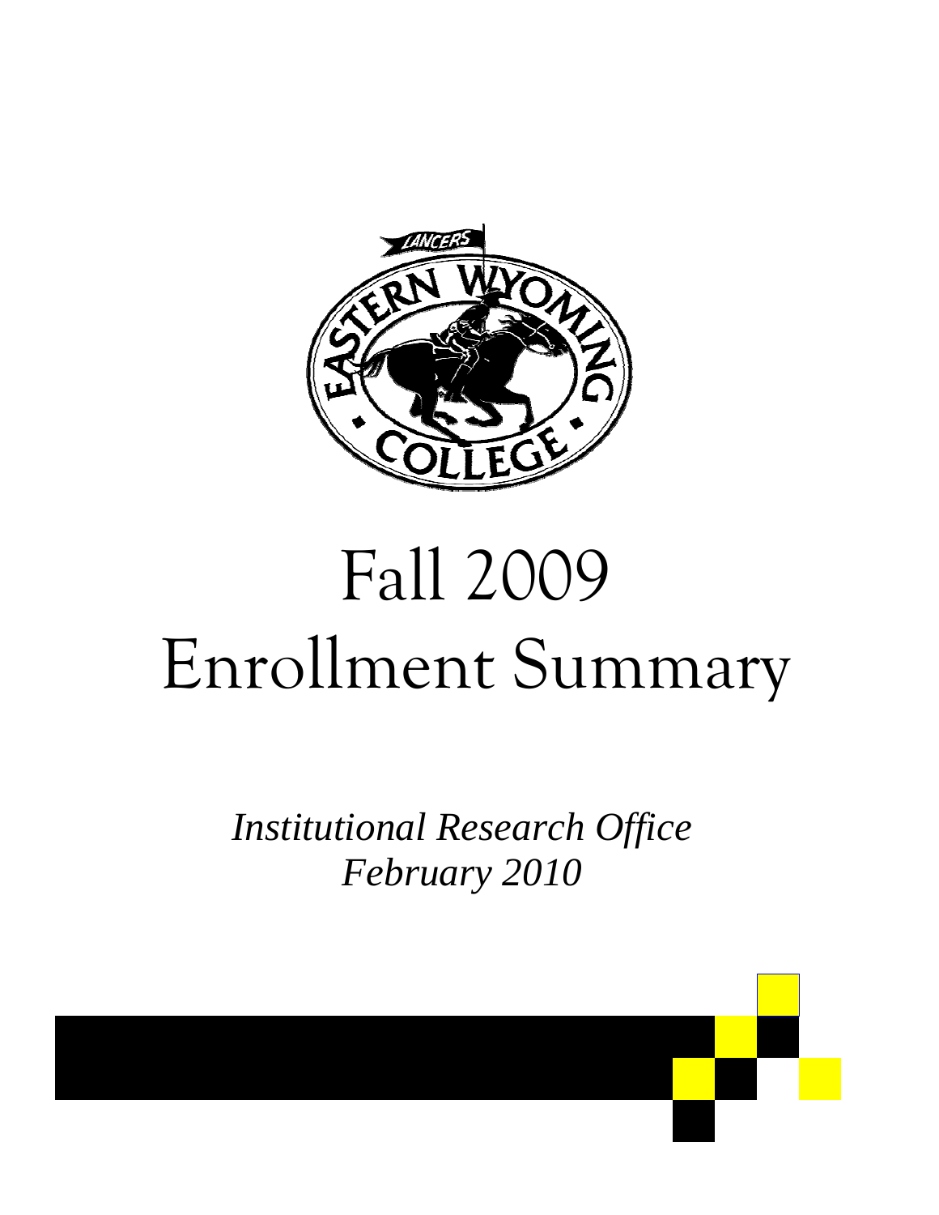# Fall 2009
# Enrollment Summary

*Institutional Research Office*
*February 2010*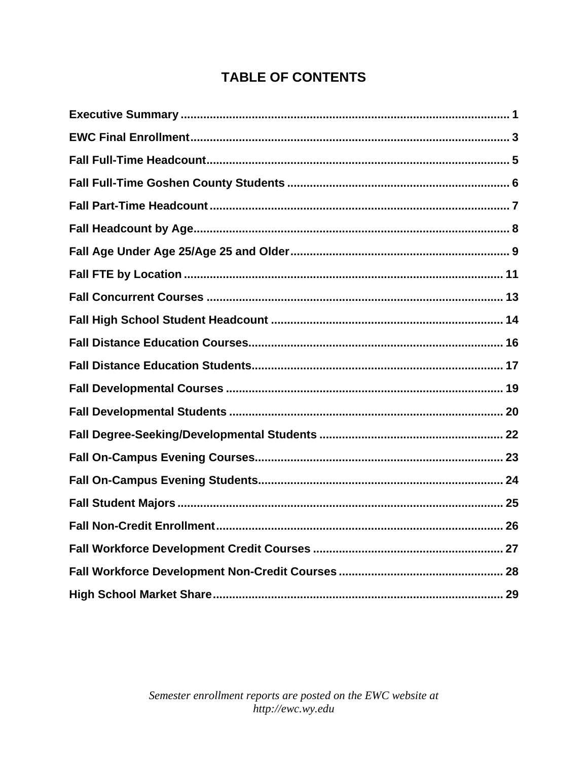# TABLE OF CONTENTS

**Executive Summary** ........................................ 1

**EWC Final Enrollment** ........................................ 3

**Fall Full-Time Headcount** ........................................ 5

**Fall Full-Time Goshen County Students** ........................................ 6

**Fall Part-Time Headcount** ........................................ 7

**Fall Headcount by Age** ........................................ 8

**Fall Age Under Age 25/Age 25 and Older** ........................................ 9

**Fall FTE by Location** ........................................ 11

**Fall Concurrent Courses** ........................................ 13

**Fall High School Student Headcount** ........................................ 14

**Fall Distance Education Courses** ........................................ 16

**Fall Distance Education Students** ........................................ 17

**Fall Developmental Courses** ........................................ 19

**Fall Developmental Students** ........................................ 20

**Fall Degree-Seeking/Developmental Students** ........................................ 22

**Fall On-Campus Evening Courses** ........................................ 23

**Fall On-Campus Evening Students** ........................................ 24

**Fall Student Majors** ........................................ 25

**Fall Non-Credit Enrollment** ........................................ 26

**Fall Workforce Development Credit Courses** ........................................ 27

**Fall Workforce Development Non-Credit Courses** ........................................ 28

**High School Market Share** ........................................ 29

*Semester enrollment reports are posted on the EWC website at http://ewc.wy.edu*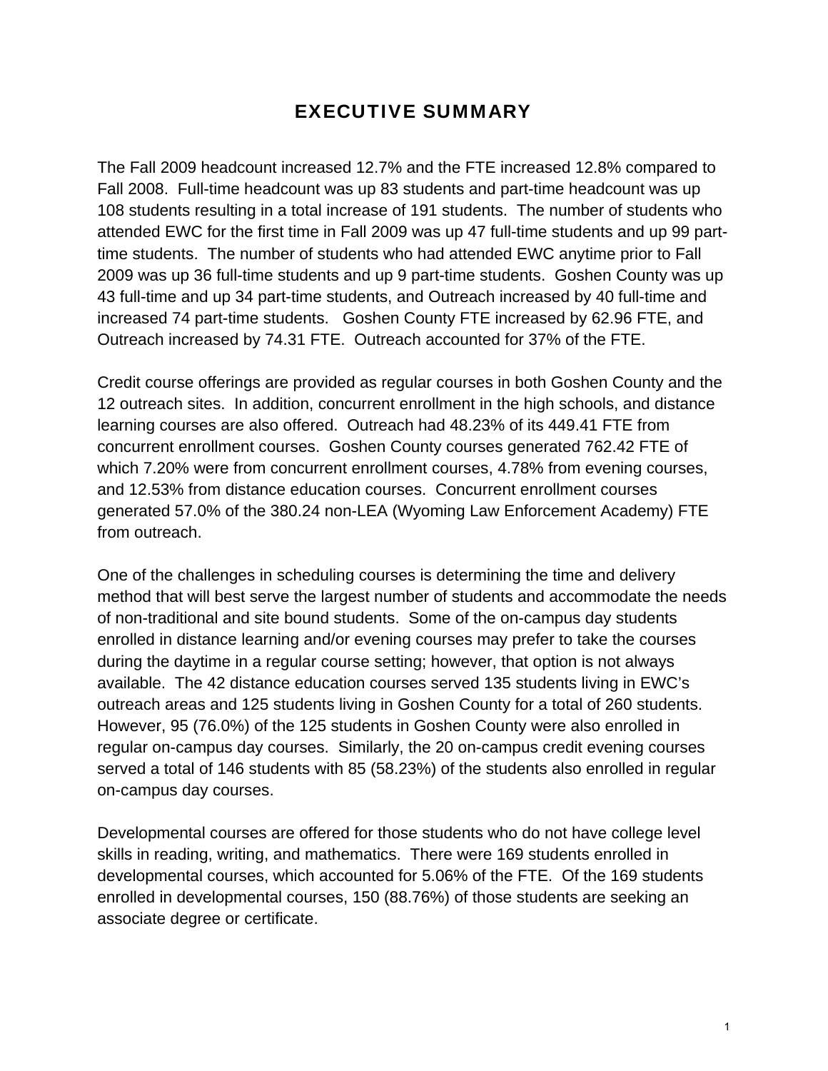# EXECUTIVE SUMMARY

The Fall 2009 headcount increased 12.7% and the FTE increased 12.8% compared to Fall 2008. Full-time headcount was up 83 students and part-time headcount was up 108 students resulting in a total increase of 191 students. The number of students who attended EWC for the first time in Fall 2009 was up 47 full-time students and up 99 part-time students. The number of students who had attended EWC anytime prior to Fall 2009 was up 36 full-time students and up 9 part-time students. Goshen County was up 43 full-time and up 34 part-time students, and Outreach increased by 40 full-time and increased 74 part-time students. Goshen County FTE increased by 62.96 FTE, and Outreach increased by 74.31 FTE. Outreach accounted for 37% of the FTE.

Credit course offerings are provided as regular courses in both Goshen County and the 12 outreach sites. In addition, concurrent enrollment in the high schools, and distance learning courses are also offered. Outreach had 48.23% of its 449.41 FTE from concurrent enrollment courses. Goshen County courses generated 762.42 FTE of which 7.20% were from concurrent enrollment courses, 4.78% from evening courses, and 12.53% from distance education courses. Concurrent enrollment courses generated 57.0% of the 380.24 non-LEA (Wyoming Law Enforcement Academy) FTE from outreach.

One of the challenges in scheduling courses is determining the time and delivery method that will best serve the largest number of students and accommodate the needs of non-traditional and site bound students. Some of the on-campus day students enrolled in distance learning and/or evening courses may prefer to take the courses during the daytime in a regular course setting; however, that option is not always available. The 42 distance education courses served 135 students living in EWC's outreach areas and 125 students living in Goshen County for a total of 260 students. However, 95 (76.0%) of the 125 students in Goshen County were also enrolled in regular on-campus day courses. Similarly, the 20 on-campus credit evening courses served a total of 146 students with 85 (58.23%) of the students also enrolled in regular on-campus day courses.

Developmental courses are offered for those students who do not have college level skills in reading, writing, and mathematics. There were 169 students enrolled in developmental courses, which accounted for 5.06% of the FTE. Of the 169 students enrolled in developmental courses, 150 (88.76%) of those students are seeking an associate degree or certificate.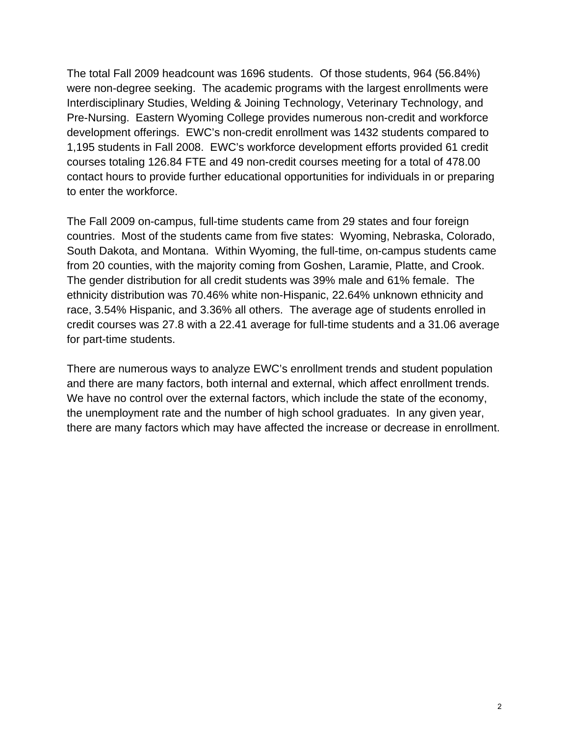The total Fall 2009 headcount was 1696 students. Of those students, 964 (56.84%) were non-degree seeking. The academic programs with the largest enrollments were Interdisciplinary Studies, Welding & Joining Technology, Veterinary Technology, and Pre-Nursing. Eastern Wyoming College provides numerous non-credit and workforce development offerings. EWC's non-credit enrollment was 1432 students compared to 1,195 students in Fall 2008. EWC's workforce development efforts provided 61 credit courses totaling 126.84 FTE and 49 non-credit courses meeting for a total of 478.00 contact hours to provide further educational opportunities for individuals in or preparing to enter the workforce.

The Fall 2009 on-campus, full-time students came from 29 states and four foreign countries. Most of the students came from five states: Wyoming, Nebraska, Colorado, South Dakota, and Montana. Within Wyoming, the full-time, on-campus students came from 20 counties, with the majority coming from Goshen, Laramie, Platte, and Crook. The gender distribution for all credit students was 39% male and 61% female. The ethnicity distribution was 70.46% white non-Hispanic, 22.64% unknown ethnicity and race, 3.54% Hispanic, and 3.36% all others. The average age of students enrolled in credit courses was 27.8 with a 22.41 average for full-time students and a 31.06 average for part-time students.

There are numerous ways to analyze EWC's enrollment trends and student population and there are many factors, both internal and external, which affect enrollment trends. We have no control over the external factors, which include the state of the economy, the unemployment rate and the number of high school graduates. In any given year, there are many factors which may have affected the increase or decrease in enrollment.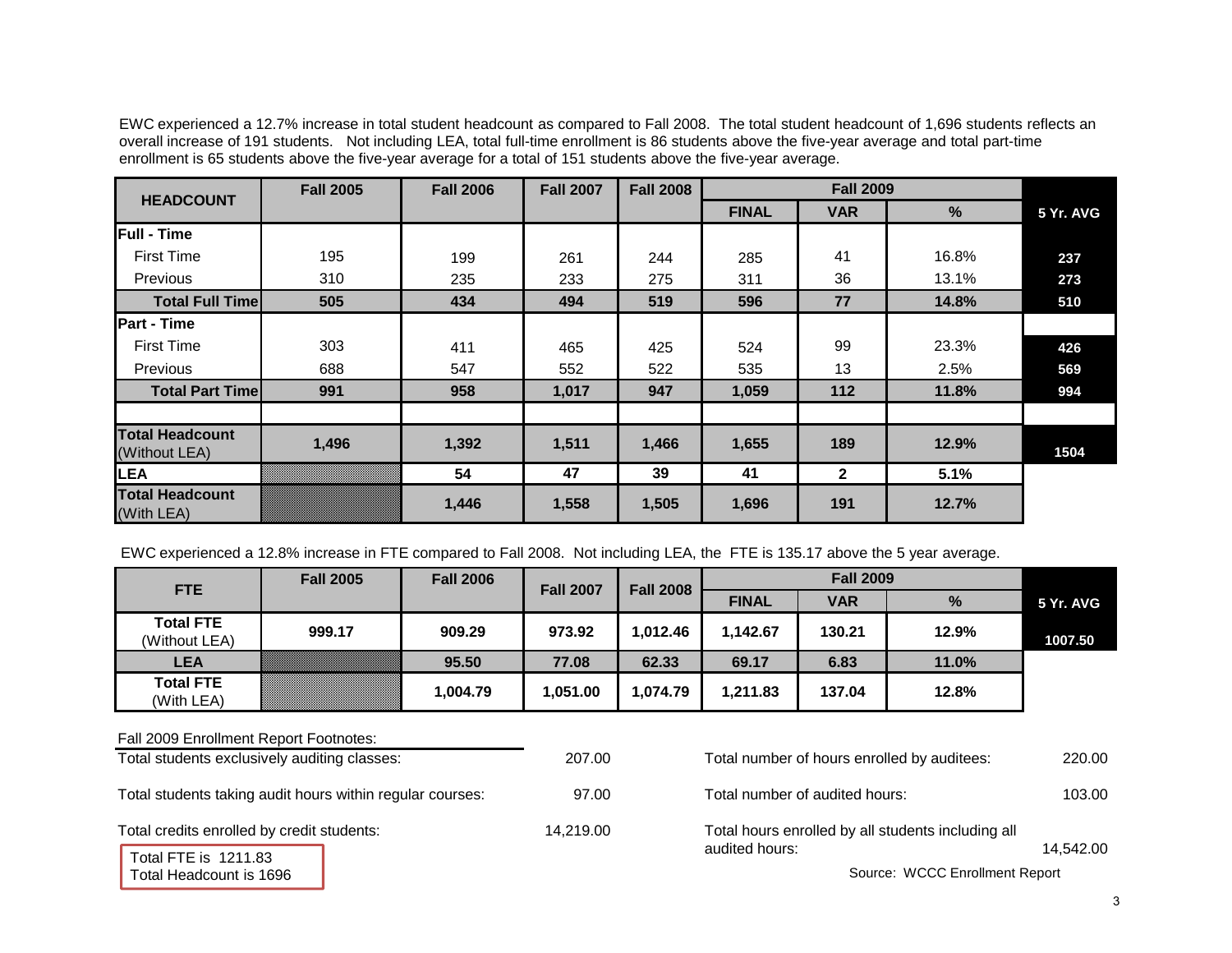EWC experienced a 12.7% increase in total student headcount as compared to Fall 2008. The total student headcount of 1,696 students reflects an overall increase of 191 students. Not including LEA, total full-time enrollment is 86 students above the five-year average and total part-time enrollment is 65 students above the five-year average for a total of 151 students above the five-year average.

| HEADCOUNT | Fall 2005 | Fall 2006 | Fall 2007 | Fall 2008 | Fall 2009 | | | 5 Yr. AVG |
|---|---|---|---|---|---|---|---|---|
| | | | | | FINAL | VAR | % | |
| **Full - Time** | | | | | | | | |
| First Time | 195 | 199 | 261 | 244 | 285 | 41 | 16.8% | 237 |
| Previous | 310 | 235 | 233 | 275 | 311 | 36 | 13.1% | 273 |
| **Total Full Time** | **505** | **434** | **494** | **519** | **596** | **77** | **14.8%** | **510** |
| **Part - Time** | | | | | | | | |
| First Time | 303 | 411 | 465 | 425 | 524 | 99 | 23.3% | 426 |
| Previous | 688 | 547 | 552 | 522 | 535 | 13 | 2.5% | 569 |
| **Total Part Time** | **991** | **958** | **1,017** | **947** | **1,059** | **112** | **11.8%** | **994** |
| | | | | | | | | |
| **Total Headcount** (Without LEA) | **1,496** | **1,392** | **1,511** | **1,466** | **1,655** | **189** | **12.9%** | **1504** |
| **LEA** | | **54** | **47** | **39** | **41** | **2** | **5.1%** | |
| **Total Headcount** (With LEA) | | **1,446** | **1,558** | **1,505** | **1,696** | **191** | **12.7%** | |

EWC experienced a 12.8% increase in FTE compared to Fall 2008. Not including LEA, the FTE is 135.17 above the 5 year average.

| FTE | Fall 2005 | Fall 2006 | Fall 2007 | Fall 2008 | Fall 2009 | | | 5 Yr. AVG |
|---|---|---|---|---|---|---|---|---|
| | | | | | FINAL | VAR | % | |
| **Total FTE** (Without LEA) | **999.17** | **909.29** | **973.92** | **1,012.46** | **1,142.67** | **130.21** | **12.9%** | **1007.50** |
| **LEA** | | **95.50** | **77.08** | **62.33** | **69.17** | **6.83** | **11.0%** | |
| **Total FTE** (With LEA) | | **1,004.79** | **1,051.00** | **1,074.79** | **1,211.83** | **137.04** | **12.8%** | |

Fall 2009 Enrollment Report Footnotes:

| | | | |
|---|---|---|---|
| Total students exclusively auditing classes: | 207.00 | Total number of hours enrolled by auditees: | 220.00 |
| Total students taking audit hours within regular courses: | 97.00 | Total number of audited hours: | 103.00 |
| Total credits enrolled by credit students: | 14,219.00 | Total hours enrolled by all students including all audited hours: | 14,542.00 |

Total FTE is 1211.83
Total Headcount is 1696

Source: WCCC Enrollment Report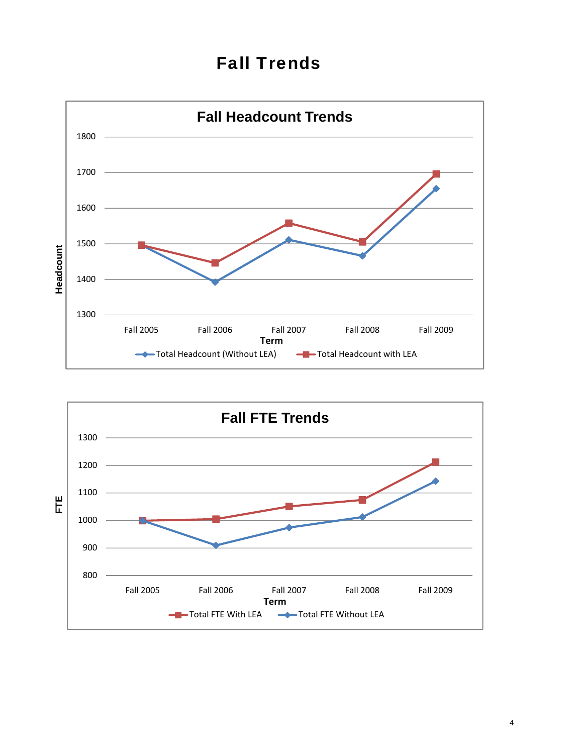# Fall Trends

**Fall Headcount Trends**

Headcount

1800
1700
1600
1500
1400
1300

Fall 2005 | Fall 2006 | Fall 2007 | Fall 2008 | Fall 2009

Term

Total Headcount (Without LEA) | Total Headcount with LEA

**Fall FTE Trends**

FTE

1300
1200
1100
1000
900
800

Fall 2005 | Fall 2006 | Fall 2007 | Fall 2008 | Fall 2009

Term

Total FTE With LEA | Total FTE Without LEA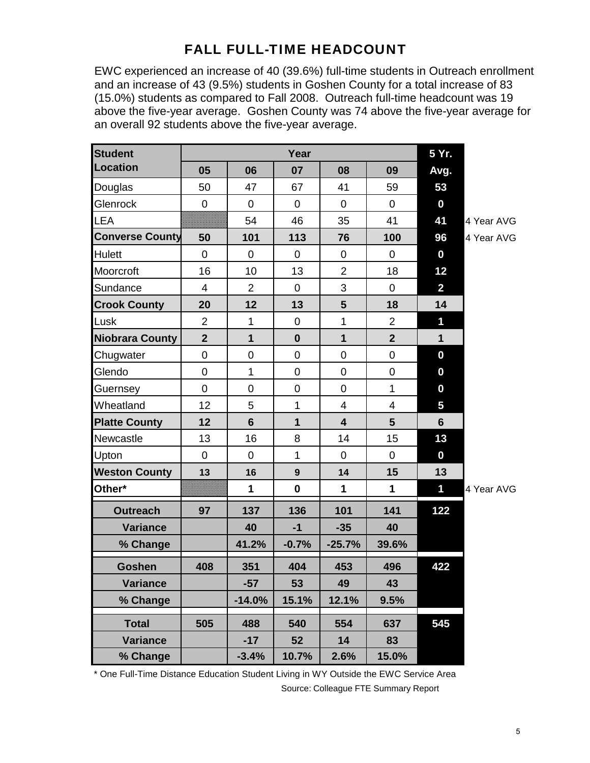# FALL FULL-TIME HEADCOUNT

EWC experienced an increase of 40 (39.6%) full-time students in Outreach enrollment and an increase of 43 (9.5%) students in Goshen County for a total increase of 83 (15.0%) students as compared to Fall 2008. Outreach full-time headcount was 19 above the five-year average. Goshen County was 74 above the five-year average for an overall 92 students above the five-year average.

| Student Location | Year | | | | | 5 Yr. Avg. | |
|---|---|---|---|---|---|---|---|
| | 05 | 06 | 07 | 08 | 09 | | |
| Douglas | 50 | 47 | 67 | 41 | 59 | 53 | |
| Glenrock | 0 | 0 | 0 | 0 | 0 | 0 | |
| LEA | | 54 | 46 | 35 | 41 | 41 | 4 Year AVG |
| **Converse County** | **50** | **101** | **113** | **76** | **100** | **96** | 4 Year AVG |
| Hulett | 0 | 0 | 0 | 0 | 0 | 0 | |
| Moorcroft | 16 | 10 | 13 | 2 | 18 | 12 | |
| Sundance | 4 | 2 | 0 | 3 | 0 | 2 | |
| **Crook County** | **20** | **12** | **13** | **5** | **18** | **14** | |
| Lusk | 2 | 1 | 0 | 1 | 2 | 1 | |
| **Niobrara County** | **2** | **1** | **0** | **1** | **2** | **1** | |
| Chugwater | 0 | 0 | 0 | 0 | 0 | 0 | |
| Glendo | 0 | 1 | 0 | 0 | 0 | 0 | |
| Guernsey | 0 | 0 | 0 | 0 | 1 | 0 | |
| Wheatland | 12 | 5 | 1 | 4 | 4 | 5 | |
| **Platte County** | **12** | **6** | **1** | **4** | **5** | **6** | |
| Newcastle | 13 | 16 | 8 | 14 | 15 | 13 | |
| Upton | 0 | 0 | 1 | 0 | 0 | 0 | |
| **Weston County** | **13** | **16** | **9** | **14** | **15** | **13** | |
| **Other*** | | **1** | **0** | **1** | **1** | **1** | 4 Year AVG |
| **Outreach** | **97** | **137** | **136** | **101** | **141** | **122** | |
| **Variance** | | **40** | **-1** | **-35** | **40** | | |
| **% Change** | | **41.2%** | **-0.7%** | **-25.7%** | **39.6%** | | |
| **Goshen** | **408** | **351** | **404** | **453** | **496** | **422** | |
| **Variance** | | **-57** | **53** | **49** | **43** | | |
| **% Change** | | **-14.0%** | **15.1%** | **12.1%** | **9.5%** | | |
| **Total** | **505** | **488** | **540** | **554** | **637** | **545** | |
| **Variance** | | **-17** | **52** | **14** | **83** | | |
| **% Change** | | **-3.4%** | **10.7%** | **2.6%** | **15.0%** | | |

* One Full-Time Distance Education Student Living in WY Outside the EWC Service Area

Source: Colleague FTE Summary Report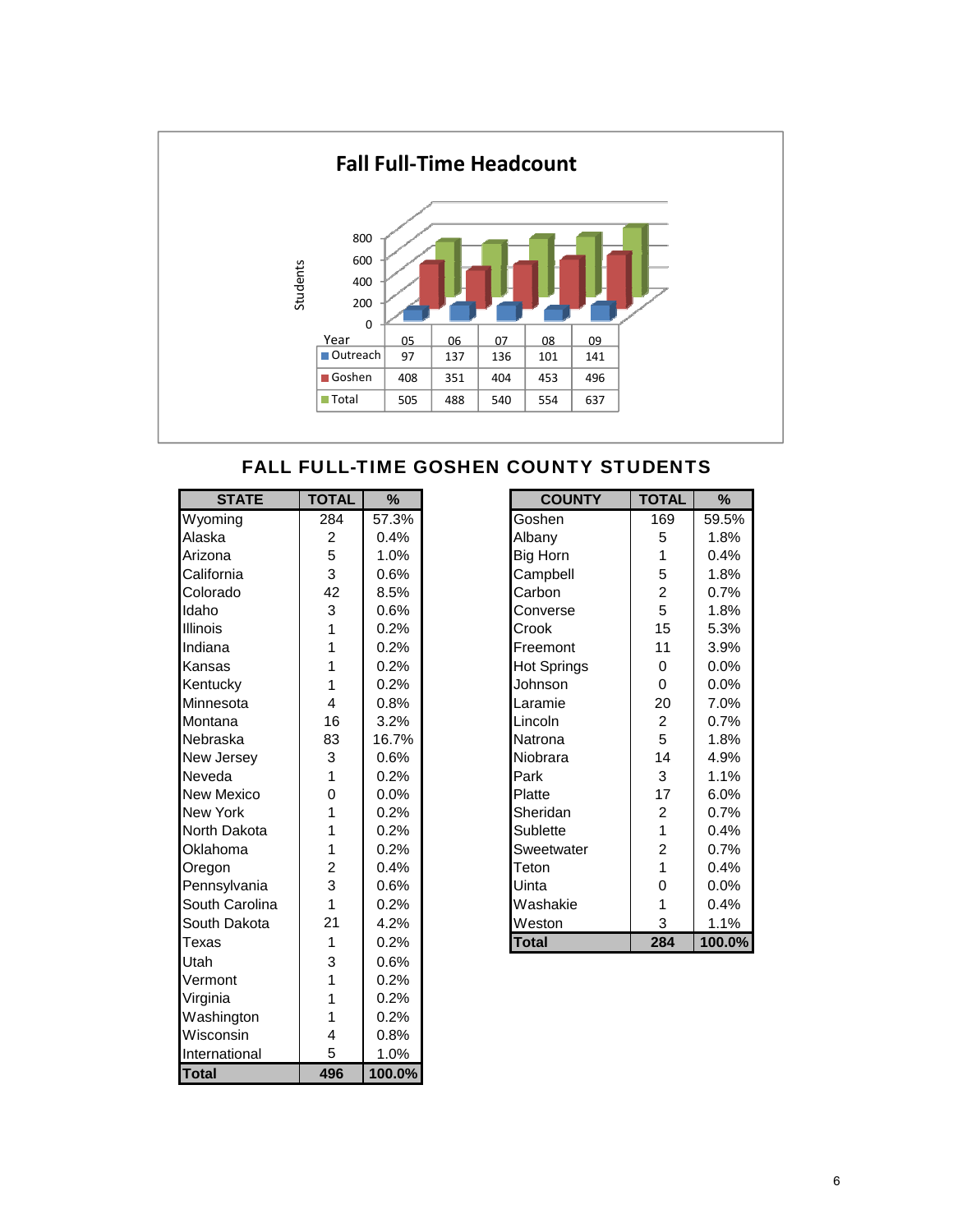## Fall Full-Time Headcount

| Year | 05 | 06 | 07 | 08 | 09 |
|---|---|---|---|---|---|
| Outreach | 97 | 137 | 136 | 101 | 141 |
| Goshen | 408 | 351 | 404 | 453 | 496 |
| Total | 505 | 488 | 540 | 554 | 637 |

## FALL FULL-TIME GOSHEN COUNTY STUDENTS

| STATE | TOTAL | % |
|---|---|---|
| Wyoming | 284 | 57.3% |
| Alaska | 2 | 0.4% |
| Arizona | 5 | 1.0% |
| California | 3 | 0.6% |
| Colorado | 42 | 8.5% |
| Idaho | 3 | 0.6% |
| Illinois | 1 | 0.2% |
| Indiana | 1 | 0.2% |
| Kansas | 1 | 0.2% |
| Kentucky | 1 | 0.2% |
| Minnesota | 4 | 0.8% |
| Montana | 16 | 3.2% |
| Nebraska | 83 | 16.7% |
| New Jersey | 3 | 0.6% |
| Neveda | 1 | 0.2% |
| New Mexico | 0 | 0.0% |
| New York | 1 | 0.2% |
| North Dakota | 1 | 0.2% |
| Oklahoma | 1 | 0.2% |
| Oregon | 2 | 0.4% |
| Pennsylvania | 3 | 0.6% |
| South Carolina | 1 | 0.2% |
| South Dakota | 21 | 4.2% |
| Texas | 1 | 0.2% |
| Utah | 3 | 0.6% |
| Vermont | 1 | 0.2% |
| Virginia | 1 | 0.2% |
| Washington | 1 | 0.2% |
| Wisconsin | 4 | 0.8% |
| International | 5 | 1.0% |
| **Total** | **496** | **100.0%** |

| COUNTY | TOTAL | % |
|---|---|---|
| Goshen | 169 | 59.5% |
| Albany | 5 | 1.8% |
| Big Horn | 1 | 0.4% |
| Campbell | 5 | 1.8% |
| Carbon | 2 | 0.7% |
| Converse | 5 | 1.8% |
| Crook | 15 | 5.3% |
| Freemont | 11 | 3.9% |
| Hot Springs | 0 | 0.0% |
| Johnson | 0 | 0.0% |
| Laramie | 20 | 7.0% |
| Lincoln | 2 | 0.7% |
| Natrona | 5 | 1.8% |
| Niobrara | 14 | 4.9% |
| Park | 3 | 1.1% |
| Platte | 17 | 6.0% |
| Sheridan | 2 | 0.7% |
| Sublette | 1 | 0.4% |
| Sweetwater | 2 | 0.7% |
| Teton | 1 | 0.4% |
| Uinta | 0 | 0.0% |
| Washakie | 1 | 0.4% |
| Weston | 3 | 1.1% |
| **Total** | **284** | **100.0%** |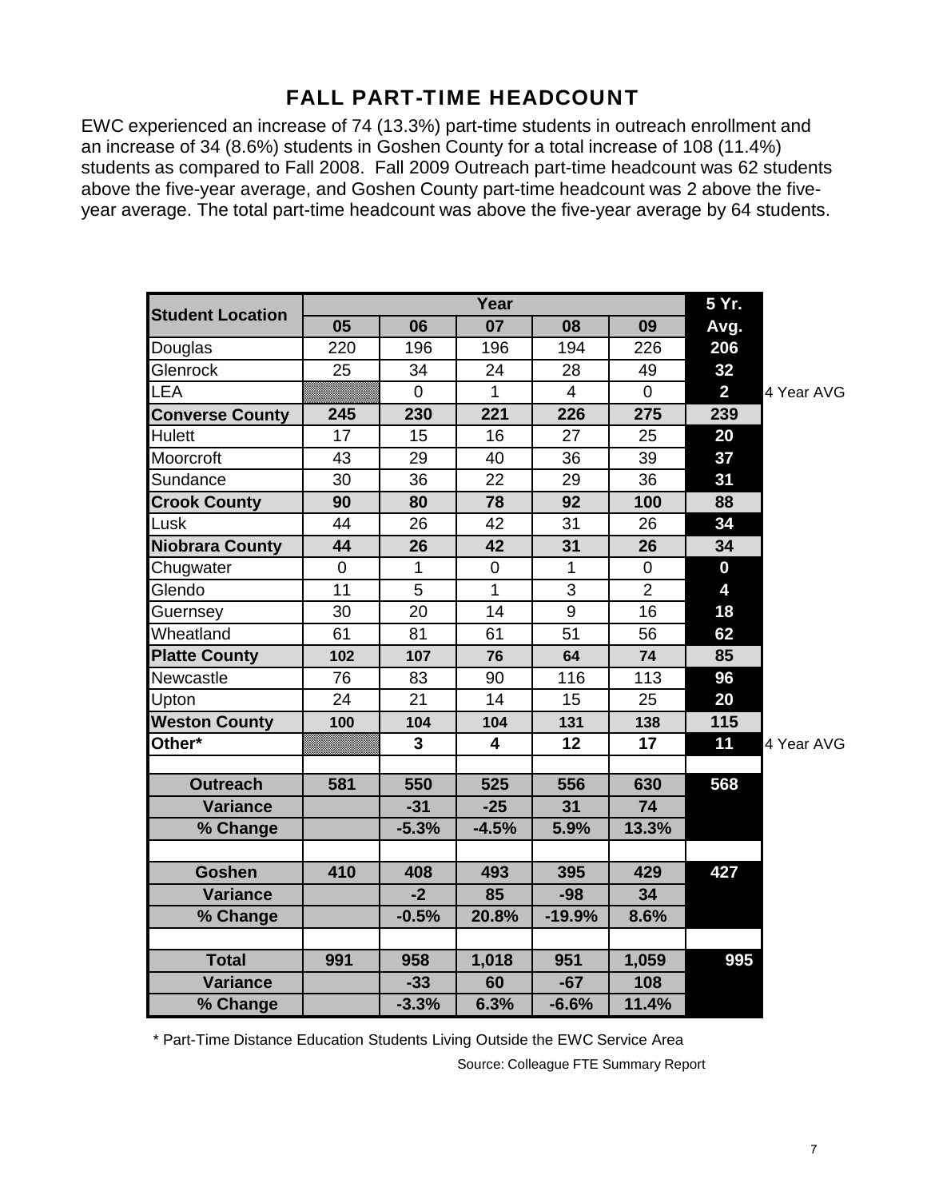# FALL PART-TIME HEADCOUNT

EWC experienced an increase of 74 (13.3%) part-time students in outreach enrollment and an increase of 34 (8.6%) students in Goshen County for a total increase of 108 (11.4%) students as compared to Fall 2008. Fall 2009 Outreach part-time headcount was 62 students above the five-year average, and Goshen County part-time headcount was 2 above the five-year average. The total part-time headcount was above the five-year average by 64 students.

| Student Location | Year | | | | | 5 Yr. | |
|---|---|---|---|---|---|---|---|
| | 05 | 06 | 07 | 08 | 09 | Avg. | |
| Douglas | 220 | 196 | 196 | 194 | 226 | 206 | |
| Glenrock | 25 | 34 | 24 | 28 | 49 | 32 | |
| LEA | | 0 | 1 | 4 | 0 | 2 | 4 Year AVG |
| **Converse County** | **245** | **230** | **221** | **226** | **275** | **239** | |
| Hulett | 17 | 15 | 16 | 27 | 25 | 20 | |
| Moorcroft | 43 | 29 | 40 | 36 | 39 | 37 | |
| Sundance | 30 | 36 | 22 | 29 | 36 | 31 | |
| **Crook County** | **90** | **80** | **78** | **92** | **100** | **88** | |
| Lusk | 44 | 26 | 42 | 31 | 26 | 34 | |
| **Niobrara County** | **44** | **26** | **42** | **31** | **26** | **34** | |
| Chugwater | 0 | 1 | 0 | 1 | 0 | 0 | |
| Glendo | 11 | 5 | 1 | 3 | 2 | 4 | |
| Guernsey | 30 | 20 | 14 | 9 | 16 | 18 | |
| Wheatland | 61 | 81 | 61 | 51 | 56 | 62 | |
| **Platte County** | **102** | **107** | **76** | **64** | **74** | **85** | |
| Newcastle | 76 | 83 | 90 | 116 | 113 | 96 | |
| Upton | 24 | 21 | 14 | 15 | 25 | 20 | |
| **Weston County** | **100** | **104** | **104** | **131** | **138** | **115** | |
| **Other*** | | **3** | **4** | **12** | **17** | **11** | 4 Year AVG |
| | | | | | | | |
| **Outreach** | **581** | **550** | **525** | **556** | **630** | **568** | |
| **Variance** | | **-31** | **-25** | **31** | **74** | | |
| **% Change** | | **-5.3%** | **-4.5%** | **5.9%** | **13.3%** | | |
| | | | | | | | |
| **Goshen** | **410** | **408** | **493** | **395** | **429** | **427** | |
| **Variance** | | **-2** | **85** | **-98** | **34** | | |
| **% Change** | | **-0.5%** | **20.8%** | **-19.9%** | **8.6%** | | |
| | | | | | | | |
| **Total** | **991** | **958** | **1,018** | **951** | **1,059** | **995** | |
| **Variance** | | **-33** | **60** | **-67** | **108** | | |
| **% Change** | | **-3.3%** | **6.3%** | **-6.6%** | **11.4%** | | |

\* Part-Time Distance Education Students Living Outside the EWC Service Area

Source: Colleague FTE Summary Report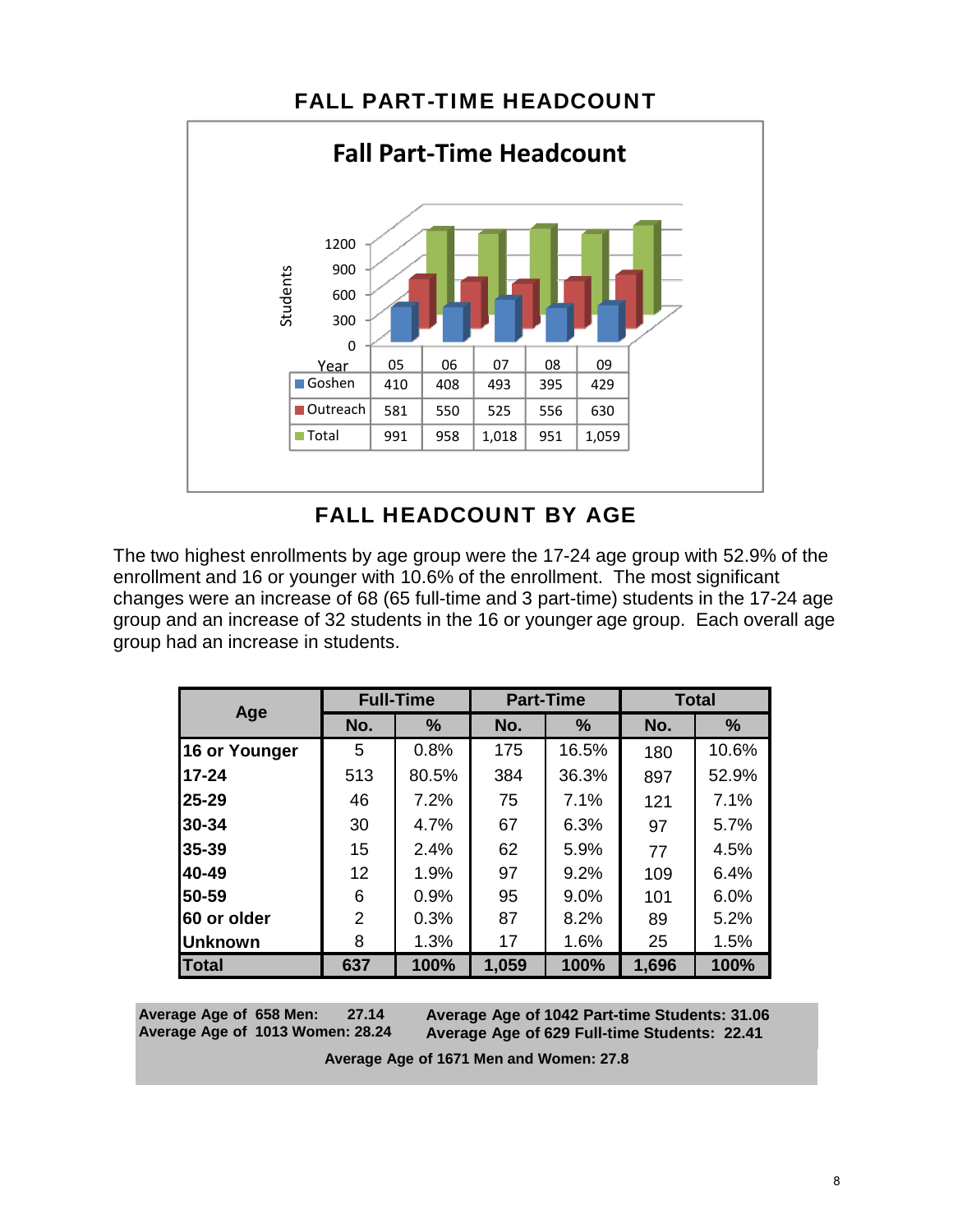## FALL PART-TIME HEADCOUNT

**Fall Part-Time Headcount**

| Year | 05 | 06 | 07 | 08 | 09 |
|---|---|---|---|---|---|
| Goshen | 410 | 408 | 493 | 395 | 429 |
| Outreach | 581 | 550 | 525 | 556 | 630 |
| Total | 991 | 958 | 1,018 | 951 | 1,059 |

## FALL HEADCOUNT BY AGE

The two highest enrollments by age group were the 17-24 age group with 52.9% of the enrollment and 16 or younger with 10.6% of the enrollment. The most significant changes were an increase of 68 (65 full-time and 3 part-time) students in the 17-24 age group and an increase of 32 students in the 16 or younger age group. Each overall age group had an increase in students.

| Age | Full-Time | | Part-Time | | Total | |
|---|---|---|---|---|---|---|
| | No. | % | No. | % | No. | % |
| **16 or Younger** | 5 | 0.8% | 175 | 16.5% | 180 | 10.6% |
| **17-24** | 513 | 80.5% | 384 | 36.3% | 897 | 52.9% |
| **25-29** | 46 | 7.2% | 75 | 7.1% | 121 | 7.1% |
| **30-34** | 30 | 4.7% | 67 | 6.3% | 97 | 5.7% |
| **35-39** | 15 | 2.4% | 62 | 5.9% | 77 | 4.5% |
| **40-49** | 12 | 1.9% | 97 | 9.2% | 109 | 6.4% |
| **50-59** | 6 | 0.9% | 95 | 9.0% | 101 | 6.0% |
| **60 or older** | 2 | 0.3% | 87 | 8.2% | 89 | 5.2% |
| **Unknown** | 8 | 1.3% | 17 | 1.6% | 25 | 1.5% |
| **Total** | **637** | **100%** | **1,059** | **100%** | **1,696** | **100%** |

**Average Age of 658 Men: 27.14**
**Average Age of 1013 Women: 28.24**

**Average Age of 1042 Part-time Students: 31.06**
**Average Age of 629 Full-time Students: 22.41**

**Average Age of 1671 Men and Women: 27.8**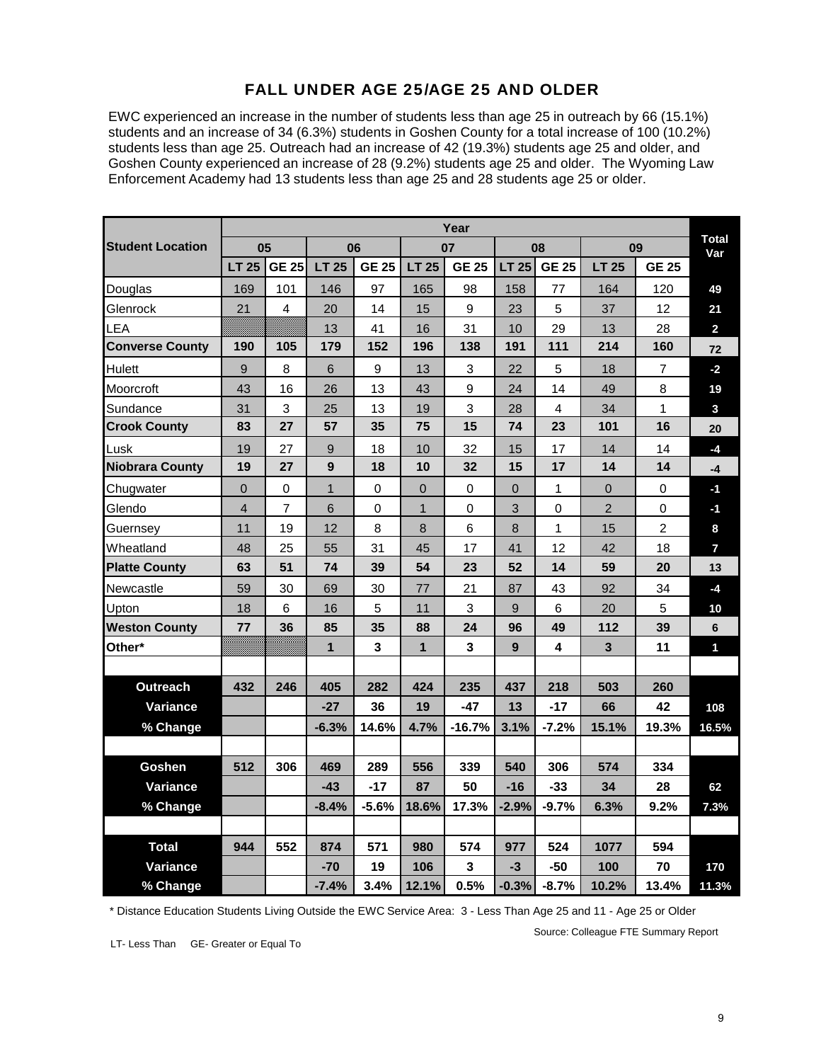# FALL UNDER AGE 25/AGE 25 AND OLDER

EWC experienced an increase in the number of students less than age 25 in outreach by 66 (15.1%) students and an increase of 34 (6.3%) students in Goshen County for a total increase of 100 (10.2%) students less than age 25. Outreach had an increase of 42 (19.3%) students age 25 and older, and Goshen County experienced an increase of 28 (9.2%) students age 25 and older. The Wyoming Law Enforcement Academy had 13 students less than age 25 and 28 students age 25 or older.

| Student Location | Year | | | | | | | | | | Total Var |
|---|---|---|---|---|---|---|---|---|---|---|---|
| | 05 | | 06 | | 07 | | 08 | | 09 | | |
| | LT 25 | GE 25 | LT 25 | GE 25 | LT 25 | GE 25 | LT 25 | GE 25 | LT 25 | GE 25 | |
| Douglas | 169 | 101 | 146 | 97 | 165 | 98 | 158 | 77 | 164 | 120 | 49 |
| Glenrock | 21 | 4 | 20 | 14 | 15 | 9 | 23 | 5 | 37 | 12 | 21 |
| LEA | | | 13 | 41 | 16 | 31 | 10 | 29 | 13 | 28 | 2 |
| **Converse County** | **190** | **105** | **179** | **152** | **196** | **138** | **191** | **111** | **214** | **160** | **72** |
| Hulett | 9 | 8 | 6 | 9 | 13 | 3 | 22 | 5 | 18 | 7 | -2 |
| Moorcroft | 43 | 16 | 26 | 13 | 43 | 9 | 24 | 14 | 49 | 8 | 19 |
| Sundance | 31 | 3 | 25 | 13 | 19 | 3 | 28 | 4 | 34 | 1 | 3 |
| **Crook County** | **83** | **27** | **57** | **35** | **75** | **15** | **74** | **23** | **101** | **16** | **20** |
| Lusk | 19 | 27 | 9 | 18 | 10 | 32 | 15 | 17 | 14 | 14 | -4 |
| **Niobrara County** | **19** | **27** | **9** | **18** | **10** | **32** | **15** | **17** | **14** | **14** | **-4** |
| Chugwater | 0 | 0 | 1 | 0 | 0 | 0 | 0 | 1 | 0 | 0 | -1 |
| Glendo | 4 | 7 | 6 | 0 | 1 | 0 | 3 | 0 | 2 | 0 | -1 |
| Guernsey | 11 | 19 | 12 | 8 | 8 | 6 | 8 | 1 | 15 | 2 | 8 |
| Wheatland | 48 | 25 | 55 | 31 | 45 | 17 | 41 | 12 | 42 | 18 | 7 |
| **Platte County** | **63** | **51** | **74** | **39** | **54** | **23** | **52** | **14** | **59** | **20** | **13** |
| Newcastle | 59 | 30 | 69 | 30 | 77 | 21 | 87 | 43 | 92 | 34 | -4 |
| Upton | 18 | 6 | 16 | 5 | 11 | 3 | 9 | 6 | 20 | 5 | 10 |
| **Weston County** | **77** | **36** | **85** | **35** | **88** | **24** | **96** | **49** | **112** | **39** | **6** |
| **Other*** | | | **1** | **3** | **1** | **3** | **9** | **4** | **3** | **11** | **1** |
| | | | | | | | | | | | |
| **Outreach** | **432** | **246** | **405** | **282** | **424** | **235** | **437** | **218** | **503** | **260** | |
| **Variance** | | | **-27** | **36** | **19** | **-47** | **13** | **-17** | **66** | **42** | **108** |
| **% Change** | | | **-6.3%** | **14.6%** | **4.7%** | **-16.7%** | **3.1%** | **-7.2%** | **15.1%** | **19.3%** | **16.5%** |
| | | | | | | | | | | | |
| **Goshen** | **512** | **306** | **469** | **289** | **556** | **339** | **540** | **306** | **574** | **334** | |
| **Variance** | | | **-43** | **-17** | **87** | **50** | **-16** | **-33** | **34** | **28** | **62** |
| **% Change** | | | **-8.4%** | **-5.6%** | **18.6%** | **17.3%** | **-2.9%** | **-9.7%** | **6.3%** | **9.2%** | **7.3%** |
| | | | | | | | | | | | |
| **Total** | **944** | **552** | **874** | **571** | **980** | **574** | **977** | **524** | **1077** | **594** | |
| **Variance** | | | **-70** | **19** | **106** | **3** | **-3** | **-50** | **100** | **70** | **170** |
| **% Change** | | | **-7.4%** | **3.4%** | **12.1%** | **0.5%** | **-0.3%** | **-8.7%** | **10.2%** | **13.4%** | **11.3%** |

\* Distance Education Students Living Outside the EWC Service Area: 3 - Less Than Age 25 and 11 - Age 25 or Older

Source: Colleague FTE Summary Report

LT- Less Than GE- Greater or Equal To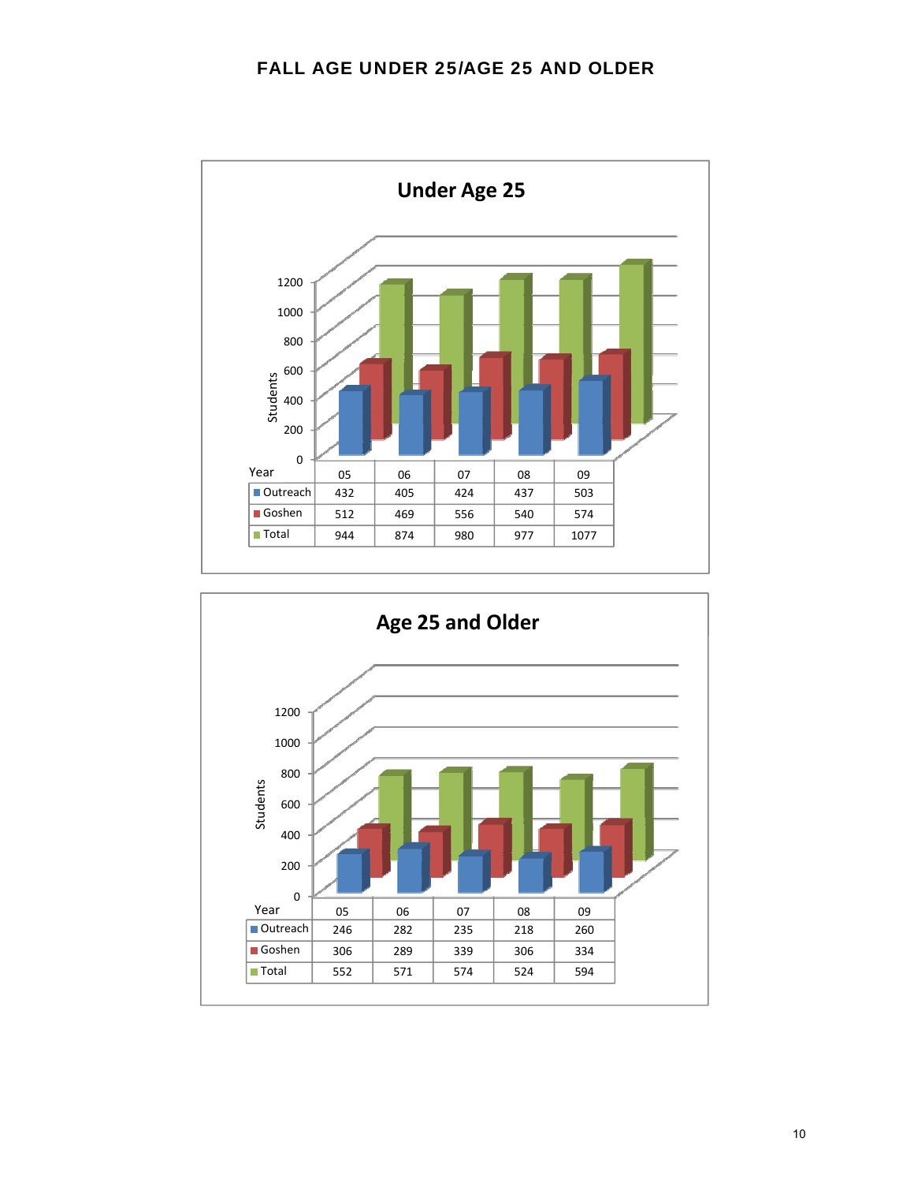# FALL AGE UNDER 25/AGE 25 AND OLDER

## Under Age 25

| Year | 05 | 06 | 07 | 08 | 09 |
|---|---|---|---|---|---|
| Outreach | 432 | 405 | 424 | 437 | 503 |
| Goshen | 512 | 469 | 556 | 540 | 574 |
| Total | 944 | 874 | 980 | 977 | 1077 |

## Age 25 and Older

| Year | 05 | 06 | 07 | 08 | 09 |
|---|---|---|---|---|---|
| Outreach | 246 | 282 | 235 | 218 | 260 |
| Goshen | 306 | 289 | 339 | 306 | 334 |
| Total | 552 | 571 | 574 | 524 | 594 |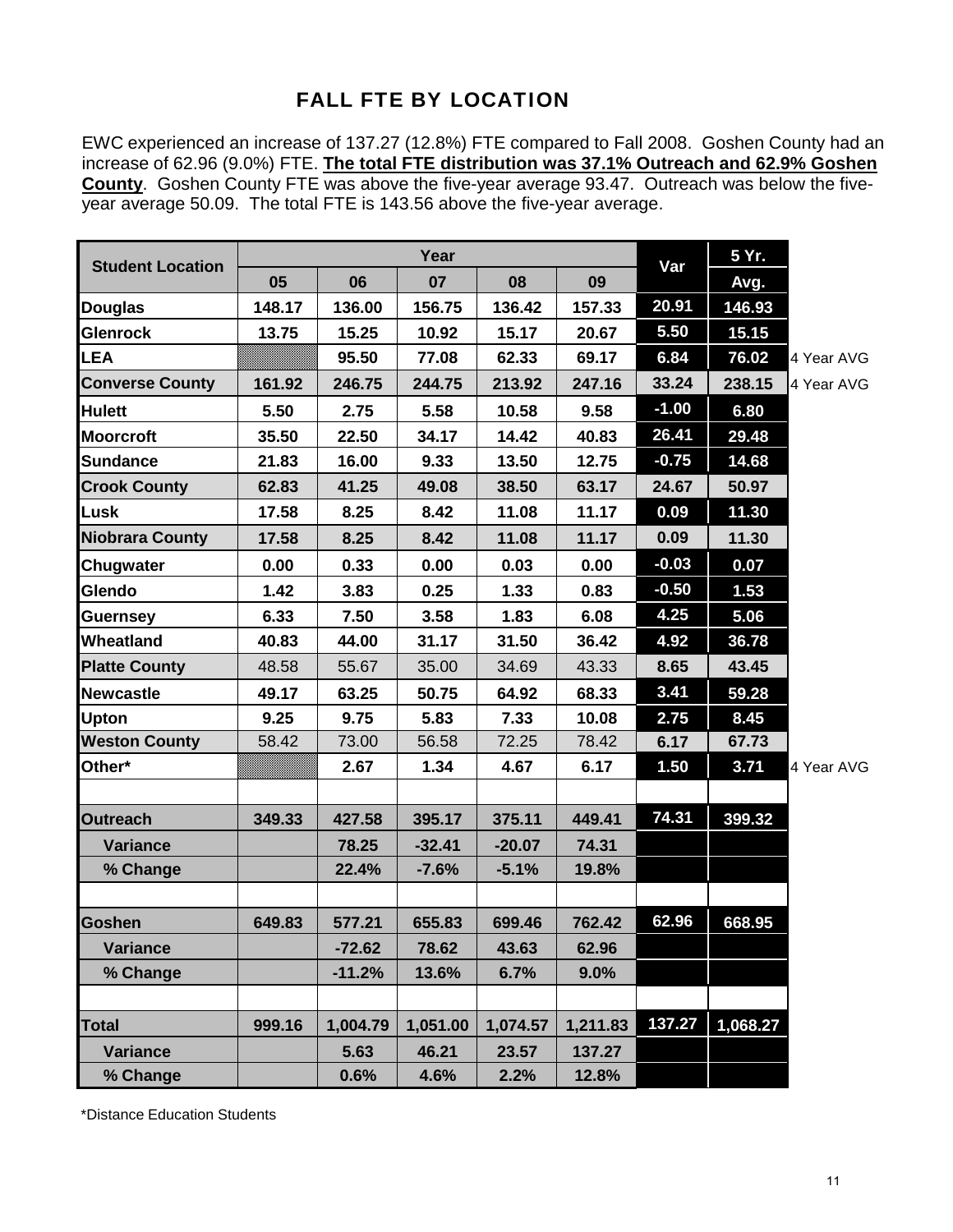## FALL FTE BY LOCATION

EWC experienced an increase of 137.27 (12.8%) FTE compared to Fall 2008. Goshen County had an increase of 62.96 (9.0%) FTE. **The total FTE distribution was 37.1% Outreach and 62.9% Goshen County**. Goshen County FTE was above the five-year average 93.47. Outreach was below the five-year average 50.09. The total FTE is 143.56 above the five-year average.

| Student Location | Year | | | | | Var | 5 Yr. Avg. | |
|---|---|---|---|---|---|---|---|---|
| | 05 | 06 | 07 | 08 | 09 | | | |
| **Douglas** | 148.17 | 136.00 | 156.75 | 136.42 | 157.33 | 20.91 | 146.93 | |
| **Glenrock** | 13.75 | 15.25 | 10.92 | 15.17 | 20.67 | 5.50 | 15.15 | |
| **LEA** | | 95.50 | 77.08 | 62.33 | 69.17 | 6.84 | 76.02 | 4 Year AVG |
| **Converse County** | 161.92 | 246.75 | 244.75 | 213.92 | 247.16 | 33.24 | 238.15 | 4 Year AVG |
| **Hulett** | 5.50 | 2.75 | 5.58 | 10.58 | 9.58 | -1.00 | 6.80 | |
| **Moorcroft** | 35.50 | 22.50 | 34.17 | 14.42 | 40.83 | 26.41 | 29.48 | |
| **Sundance** | 21.83 | 16.00 | 9.33 | 13.50 | 12.75 | -0.75 | 14.68 | |
| **Crook County** | 62.83 | 41.25 | 49.08 | 38.50 | 63.17 | 24.67 | 50.97 | |
| **Lusk** | 17.58 | 8.25 | 8.42 | 11.08 | 11.17 | 0.09 | 11.30 | |
| **Niobrara County** | 17.58 | 8.25 | 8.42 | 11.08 | 11.17 | 0.09 | 11.30 | |
| **Chugwater** | 0.00 | 0.33 | 0.00 | 0.03 | 0.00 | -0.03 | 0.07 | |
| **Glendo** | 1.42 | 3.83 | 0.25 | 1.33 | 0.83 | -0.50 | 1.53 | |
| **Guernsey** | 6.33 | 7.50 | 3.58 | 1.83 | 6.08 | 4.25 | 5.06 | |
| **Wheatland** | 40.83 | 44.00 | 31.17 | 31.50 | 36.42 | 4.92 | 36.78 | |
| **Platte County** | 48.58 | 55.67 | 35.00 | 34.69 | 43.33 | 8.65 | 43.45 | |
| **Newcastle** | 49.17 | 63.25 | 50.75 | 64.92 | 68.33 | 3.41 | 59.28 | |
| **Upton** | 9.25 | 9.75 | 5.83 | 7.33 | 10.08 | 2.75 | 8.45 | |
| **Weston County** | 58.42 | 73.00 | 56.58 | 72.25 | 78.42 | 6.17 | 67.73 | |
| **Other*** | | 2.67 | 1.34 | 4.67 | 6.17 | 1.50 | 3.71 | 4 Year AVG |
| | | | | | | | | |
| **Outreach** | 349.33 | 427.58 | 395.17 | 375.11 | 449.41 | 74.31 | 399.32 | |
| **Variance** | | 78.25 | -32.41 | -20.07 | 74.31 | | | |
| **% Change** | | 22.4% | -7.6% | -5.1% | 19.8% | | | |
| | | | | | | | | |
| **Goshen** | 649.83 | 577.21 | 655.83 | 699.46 | 762.42 | 62.96 | 668.95 | |
| **Variance** | | -72.62 | 78.62 | 43.63 | 62.96 | | | |
| **% Change** | | -11.2% | 13.6% | 6.7% | 9.0% | | | |
| | | | | | | | | |
| **Total** | 999.16 | 1,004.79 | 1,051.00 | 1,074.57 | 1,211.83 | 137.27 | 1,068.27 | |
| **Variance** | | 5.63 | 46.21 | 23.57 | 137.27 | | | |
| **% Change** | | 0.6% | 4.6% | 2.2% | 12.8% | | | |

*Distance Education Students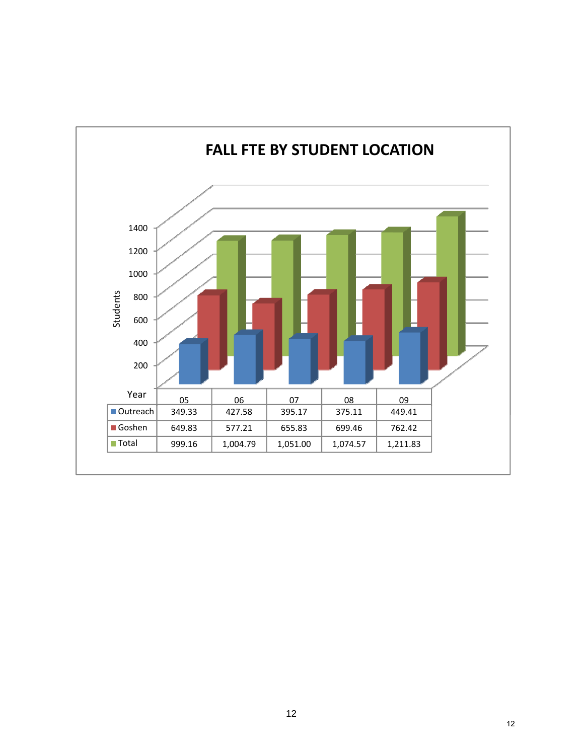# FALL FTE BY STUDENT LOCATION

| Year | 05 | 06 | 07 | 08 | 09 |
|---|---|---|---|---|---|
| Outreach | 349.33 | 427.58 | 395.17 | 375.11 | 449.41 |
| Goshen | 649.83 | 577.21 | 655.83 | 699.46 | 762.42 |
| Total | 999.16 | 1,004.79 | 1,051.00 | 1,074.57 | 1,211.83 |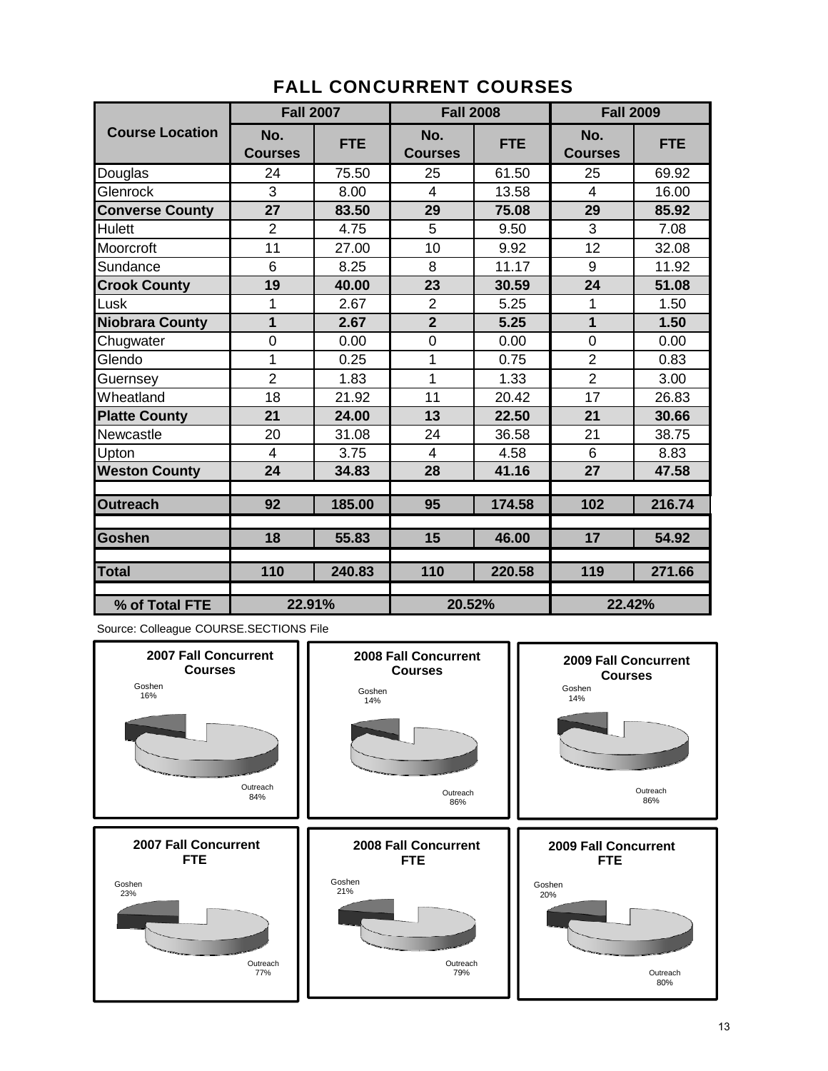# FALL CONCURRENT COURSES

| Course Location | Fall 2007 | | Fall 2008 | | Fall 2009 | |
|---|---|---|---|---|---|---|
| | No. Courses | FTE | No. Courses | FTE | No. Courses | FTE |
| Douglas | 24 | 75.50 | 25 | 61.50 | 25 | 69.92 |
| Glenrock | 3 | 8.00 | 4 | 13.58 | 4 | 16.00 |
| **Converse County** | **27** | **83.50** | **29** | **75.08** | **29** | **85.92** |
| Hulett | 2 | 4.75 | 5 | 9.50 | 3 | 7.08 |
| Moorcroft | 11 | 27.00 | 10 | 9.92 | 12 | 32.08 |
| Sundance | 6 | 8.25 | 8 | 11.17 | 9 | 11.92 |
| **Crook County** | **19** | **40.00** | **23** | **30.59** | **24** | **51.08** |
| Lusk | 1 | 2.67 | 2 | 5.25 | 1 | 1.50 |
| **Niobrara County** | **1** | **2.67** | **2** | **5.25** | **1** | **1.50** |
| Chugwater | 0 | 0.00 | 0 | 0.00 | 0 | 0.00 |
| Glendo | 1 | 0.25 | 1 | 0.75 | 2 | 0.83 |
| Guernsey | 2 | 1.83 | 1 | 1.33 | 2 | 3.00 |
| Wheatland | 18 | 21.92 | 11 | 20.42 | 17 | 26.83 |
| **Platte County** | **21** | **24.00** | **13** | **22.50** | **21** | **30.66** |
| Newcastle | 20 | 31.08 | 24 | 36.58 | 21 | 38.75 |
| Upton | 4 | 3.75 | 4 | 4.58 | 6 | 8.83 |
| **Weston County** | **24** | **34.83** | **28** | **41.16** | **27** | **47.58** |
| **Outreach** | **92** | **185.00** | **95** | **174.58** | **102** | **216.74** |
| **Goshen** | **18** | **55.83** | **15** | **46.00** | **17** | **54.92** |
| **Total** | **110** | **240.83** | **110** | **220.58** | **119** | **271.66** |
| **% of Total FTE** | **22.91%** | | **20.52%** | | **22.42%** | |

Source: Colleague COURSE.SECTIONS File

**2007 Fall Concurrent Courses**: Goshen 16%, Outreach 84%

**2008 Fall Concurrent Courses**: Goshen 14%, Outreach 86%

**2009 Fall Concurrent Courses**: Goshen 14%, Outreach 86%

**2007 Fall Concurrent FTE**: Goshen 23%, Outreach 77%

**2008 Fall Concurrent FTE**: Goshen 21%, Outreach 79%

**2009 Fall Concurrent FTE**: Goshen 20%, Outreach 80%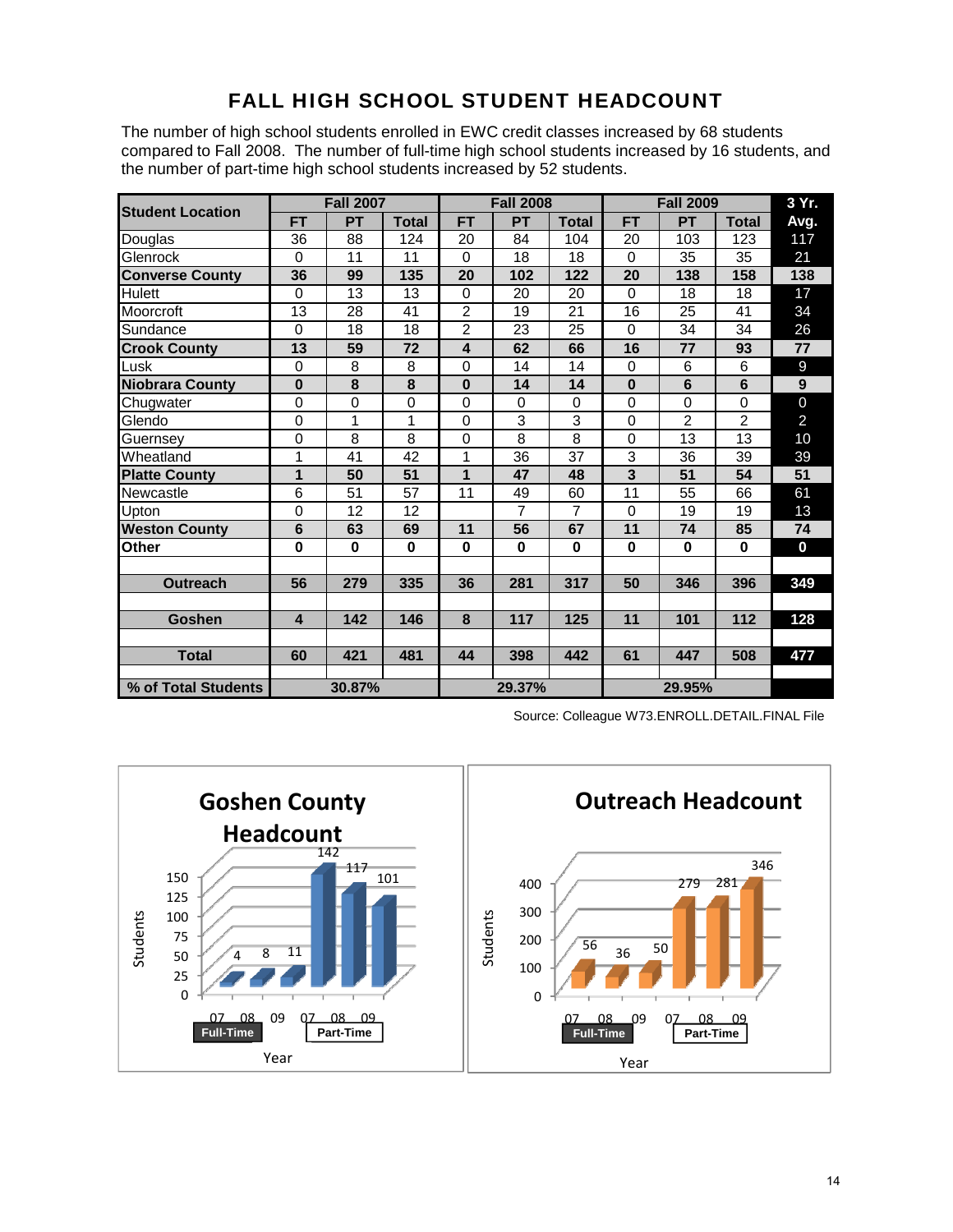# FALL HIGH SCHOOL STUDENT HEADCOUNT

The number of high school students enrolled in EWC credit classes increased by 68 students compared to Fall 2008. The number of full-time high school students increased by 16 students, and the number of part-time high school students increased by 52 students.

| Student Location | Fall 2007 | | | Fall 2008 | | | Fall 2009 | | | 3 Yr. |
|---|---|---|---|---|---|---|---|---|---|---|
| | FT | PT | Total | FT | PT | Total | FT | PT | Total | Avg. |
| Douglas | 36 | 88 | 124 | 20 | 84 | 104 | 20 | 103 | 123 | 117 |
| Glenrock | 0 | 11 | 11 | 0 | 18 | 18 | 0 | 35 | 35 | 21 |
| **Converse County** | **36** | **99** | **135** | **20** | **102** | **122** | **20** | **138** | **158** | **138** |
| Hulett | 0 | 13 | 13 | 0 | 20 | 20 | 0 | 18 | 18 | 17 |
| Moorcroft | 13 | 28 | 41 | 2 | 19 | 21 | 16 | 25 | 41 | 34 |
| Sundance | 0 | 18 | 18 | 2 | 23 | 25 | 0 | 34 | 34 | 26 |
| **Crook County** | **13** | **59** | **72** | **4** | **62** | **66** | **16** | **77** | **93** | **77** |
| Lusk | 0 | 8 | 8 | 0 | 14 | 14 | 0 | 6 | 6 | 9 |
| **Niobrara County** | **0** | **8** | **8** | **0** | **14** | **14** | **0** | **6** | **6** | **9** |
| Chugwater | 0 | 0 | 0 | 0 | 0 | 0 | 0 | 0 | 0 | 0 |
| Glendo | 0 | 1 | 1 | 0 | 3 | 3 | 0 | 2 | 2 | 2 |
| Guernsey | 0 | 8 | 8 | 0 | 8 | 8 | 0 | 13 | 13 | 10 |
| Wheatland | 1 | 41 | 42 | 1 | 36 | 37 | 3 | 36 | 39 | 39 |
| **Platte County** | **1** | **50** | **51** | **1** | **47** | **48** | **3** | **51** | **54** | **51** |
| Newcastle | 6 | 51 | 57 | 11 | 49 | 60 | 11 | 55 | 66 | 61 |
| Upton | 0 | 12 | 12 | | 7 | 7 | 0 | 19 | 19 | 13 |
| **Weston County** | **6** | **63** | **69** | **11** | **56** | **67** | **11** | **74** | **85** | **74** |
| **Other** | **0** | **0** | **0** | **0** | **0** | **0** | **0** | **0** | **0** | **0** |
| | | | | | | | | | | |
| **Outreach** | **56** | **279** | **335** | **36** | **281** | **317** | **50** | **346** | **396** | **349** |
| | | | | | | | | | | |
| **Goshen** | **4** | **142** | **146** | **8** | **117** | **125** | **11** | **101** | **112** | **128** |
| | | | | | | | | | | |
| **Total** | **60** | **421** | **481** | **44** | **398** | **442** | **61** | **447** | **508** | **477** |
| | | | | | | | | | | |
| **% of Total Students** | | **30.87%** | | | **29.37%** | | | **29.95%** | | |

Source: Colleague W73.ENROLL.DETAIL.FINAL File

**Goshen County Headcount**

| Year | 07 | 08 | 09 |
|---|---|---|---|
| Full-Time | 4 | 8 | 11 |
| Part-Time | 142 | 117 | 101 |

**Outreach Headcount**

| Year | 07 | 08 | 09 |
|---|---|---|---|
| Full-Time | 56 | 36 | 50 |
| Part-Time | 279 | 281 | 346 |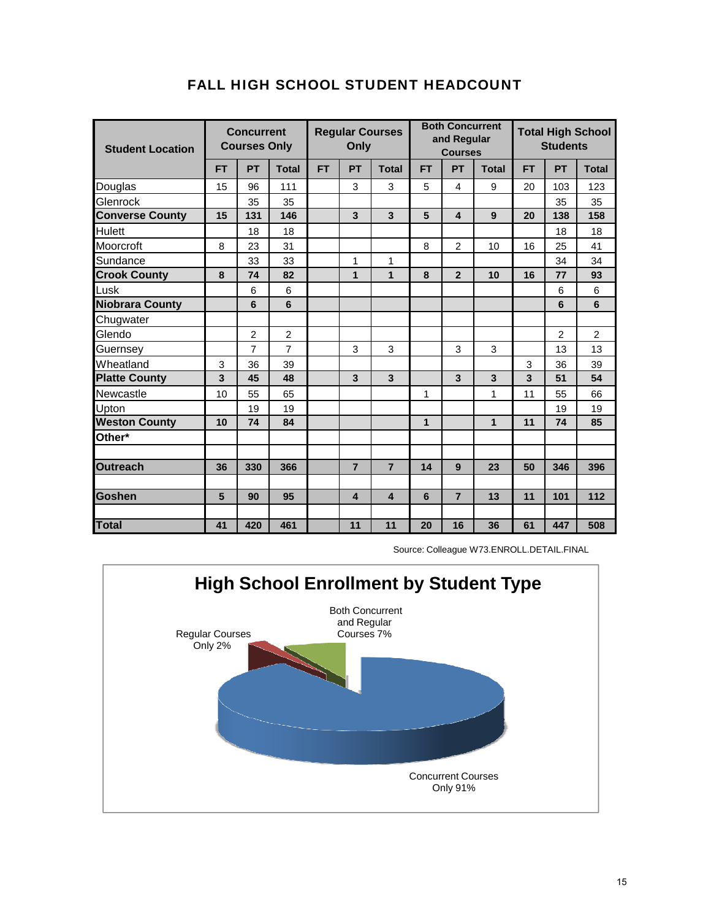# FALL HIGH SCHOOL STUDENT HEADCOUNT

| Student Location | Concurrent Courses Only | | | Regular Courses Only | | | Both Concurrent and Regular Courses | | | Total High School Students | | |
|---|---|---|---|---|---|---|---|---|---|---|---|---|
| | FT | PT | Total | FT | PT | Total | FT | PT | Total | FT | PT | Total |
| Douglas | 15 | 96 | 111 | | 3 | 3 | 5 | 4 | 9 | 20 | 103 | 123 |
| Glenrock | | 35 | 35 | | | | | | | | 35 | 35 |
| **Converse County** | **15** | **131** | **146** | | **3** | **3** | **5** | **4** | **9** | **20** | **138** | **158** |
| Hulett | | 18 | 18 | | | | | | | | 18 | 18 |
| Moorcroft | 8 | 23 | 31 | | | | 8 | 2 | 10 | 16 | 25 | 41 |
| Sundance | | 33 | 33 | | 1 | 1 | | | | | 34 | 34 |
| **Crook County** | **8** | **74** | **82** | | **1** | **1** | **8** | **2** | **10** | **16** | **77** | **93** |
| Lusk | | 6 | 6 | | | | | | | | 6 | 6 |
| **Niobrara County** | | **6** | **6** | | | | | | | | **6** | **6** |
| Chugwater | | | | | | | | | | | | |
| Glendo | | 2 | 2 | | | | | | | | 2 | 2 |
| Guernsey | | 7 | 7 | | 3 | 3 | | 3 | 3 | | 13 | 13 |
| Wheatland | 3 | 36 | 39 | | | | | | | 3 | 36 | 39 |
| **Platte County** | **3** | **45** | **48** | | **3** | **3** | | **3** | **3** | **3** | **51** | **54** |
| Newcastle | 10 | 55 | 65 | | | | 1 | | 1 | 11 | 55 | 66 |
| Upton | | 19 | 19 | | | | | | | | 19 | 19 |
| **Weston County** | **10** | **74** | **84** | | | | **1** | | **1** | **11** | **74** | **85** |
| **Other*** | | | | | | | | | | | | |
| | | | | | | | | | | | | |
| **Outreach** | **36** | **330** | **366** | | **7** | **7** | **14** | **9** | **23** | **50** | **346** | **396** |
| | | | | | | | | | | | | |
| **Goshen** | **5** | **90** | **95** | | **4** | **4** | **6** | **7** | **13** | **11** | **101** | **112** |
| | | | | | | | | | | | | |
| **Total** | **41** | **420** | **461** | | **11** | **11** | **20** | **16** | **36** | **61** | **447** | **508** |

Source: Colleague W73.ENROLL.DETAIL.FINAL

**High School Enrollment by Student Type**

Regular Courses Only 2%

Both Concurrent and Regular Courses 7%

Concurrent Courses Only 91%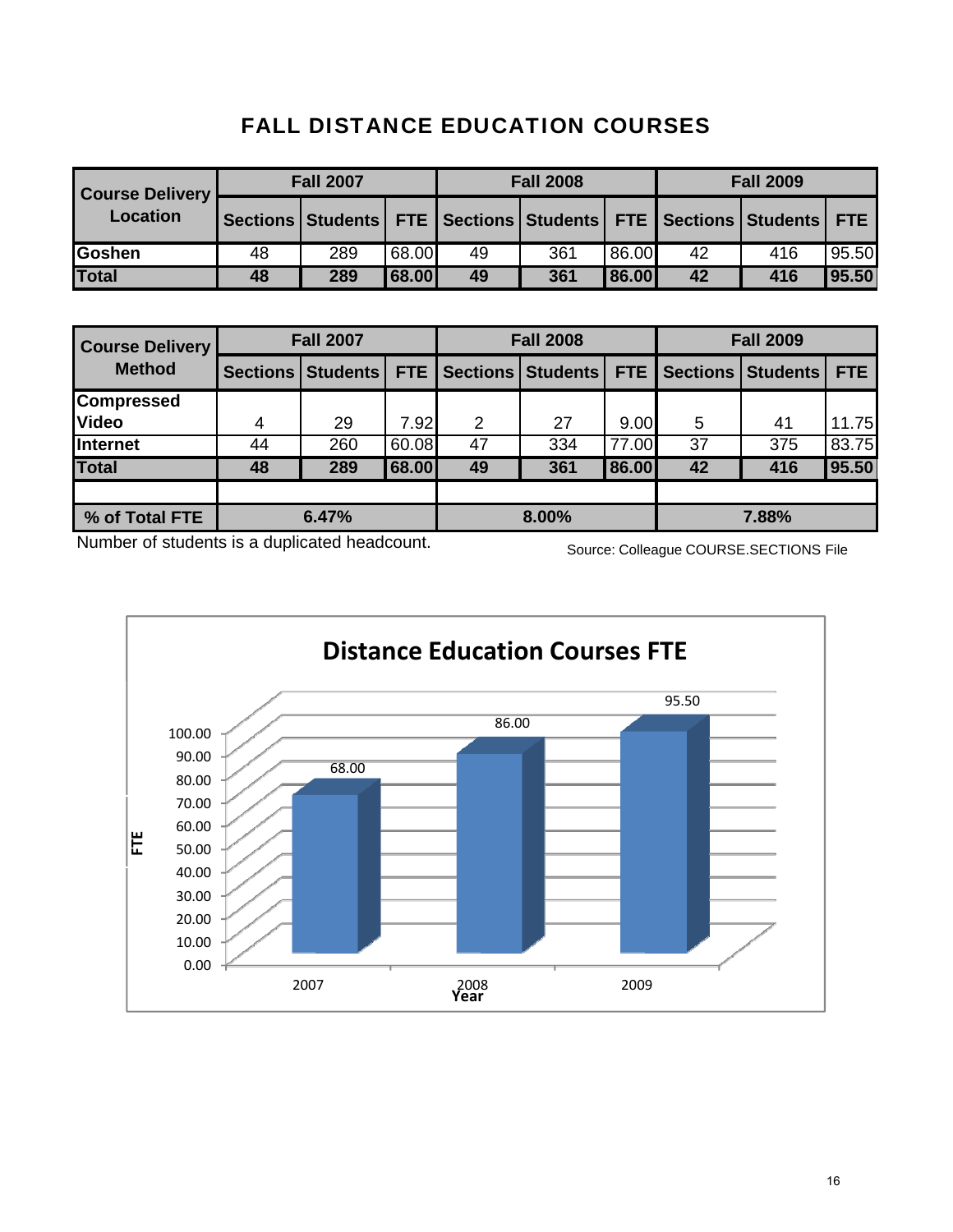# FALL DISTANCE EDUCATION COURSES

| Course Delivery Location | Fall 2007 | | | Fall 2008 | | | Fall 2009 | | |
|---|---|---|---|---|---|---|---|---|---|
| | Sections | Students | FTE | Sections | Students | FTE | Sections | Students | FTE |
| Goshen | 48 | 289 | 68.00 | 49 | 361 | 86.00 | 42 | 416 | 95.50 |
| **Total** | **48** | **289** | **68.00** | **49** | **361** | **86.00** | **42** | **416** | **95.50** |

| Course Delivery Method | Fall 2007 | | | Fall 2008 | | | Fall 2009 | | |
|---|---|---|---|---|---|---|---|---|---|
| | Sections | Students | FTE | Sections | Students | FTE | Sections | Students | FTE |
| Compressed Video | 4 | 29 | 7.92 | 2 | 27 | 9.00 | 5 | 41 | 11.75 |
| Internet | 44 | 260 | 60.08 | 47 | 334 | 77.00 | 37 | 375 | 83.75 |
| **Total** | **48** | **289** | **68.00** | **49** | **361** | **86.00** | **42** | **416** | **95.50** |
| | | | | | | | | | |
| **% of Total FTE** | **6.47%** | | | **8.00%** | | | **7.88%** | | |

Number of students is a duplicated headcount.

Source: Colleague COURSE.SECTIONS File

**Distance Education Courses FTE**

| Year | FTE |
|---|---|
| 2007 | 68.00 |
| 2008 | 86.00 |
| 2009 | 95.50 |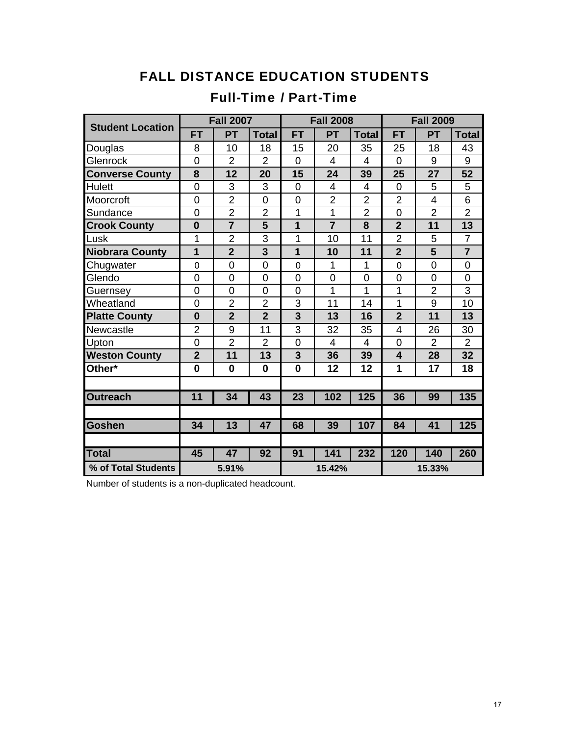# FALL DISTANCE EDUCATION STUDENTS

## Full-Time / Part-Time

| Student Location | Fall 2007 | | | Fall 2008 | | | Fall 2009 | | |
|---|---|---|---|---|---|---|---|---|---|
| | FT | PT | Total | FT | PT | Total | FT | PT | Total |
| Douglas | 8 | 10 | 18 | 15 | 20 | 35 | 25 | 18 | 43 |
| Glenrock | 0 | 2 | 2 | 0 | 4 | 4 | 0 | 9 | 9 |
| **Converse County** | **8** | **12** | **20** | **15** | **24** | **39** | **25** | **27** | **52** |
| Hulett | 0 | 3 | 3 | 0 | 4 | 4 | 0 | 5 | 5 |
| Moorcroft | 0 | 2 | 0 | 0 | 2 | 2 | 2 | 4 | 6 |
| Sundance | 0 | 2 | 2 | 1 | 1 | 2 | 0 | 2 | 2 |
| **Crook County** | **0** | **7** | **5** | **1** | **7** | **8** | **2** | **11** | **13** |
| Lusk | 1 | 2 | 3 | 1 | 10 | 11 | 2 | 5 | 7 |
| **Niobrara County** | **1** | **2** | **3** | **1** | **10** | **11** | **2** | **5** | **7** |
| Chugwater | 0 | 0 | 0 | 0 | 1 | 1 | 0 | 0 | 0 |
| Glendo | 0 | 0 | 0 | 0 | 0 | 0 | 0 | 0 | 0 |
| Guernsey | 0 | 0 | 0 | 0 | 1 | 1 | 1 | 2 | 3 |
| Wheatland | 0 | 2 | 2 | 3 | 11 | 14 | 1 | 9 | 10 |
| **Platte County** | **0** | **2** | **2** | **3** | **13** | **16** | **2** | **11** | **13** |
| Newcastle | 2 | 9 | 11 | 3 | 32 | 35 | 4 | 26 | 30 |
| Upton | 0 | 2 | 2 | 0 | 4 | 4 | 0 | 2 | 2 |
| **Weston County** | **2** | **11** | **13** | **3** | **36** | **39** | **4** | **28** | **32** |
| **Other*** | **0** | **0** | **0** | **0** | **12** | **12** | **1** | **17** | **18** |
| | | | | | | | | | |
| **Outreach** | **11** | **34** | **43** | **23** | **102** | **125** | **36** | **99** | **135** |
| | | | | | | | | | |
| **Goshen** | **34** | **13** | **47** | **68** | **39** | **107** | **84** | **41** | **125** |
| | | | | | | | | | |
| **Total** | **45** | **47** | **92** | **91** | **141** | **232** | **120** | **140** | **260** |
| **% of Total Students** | **5.91%** | | | **15.42%** | | | **15.33%** | | |

Number of students is a non-duplicated headcount.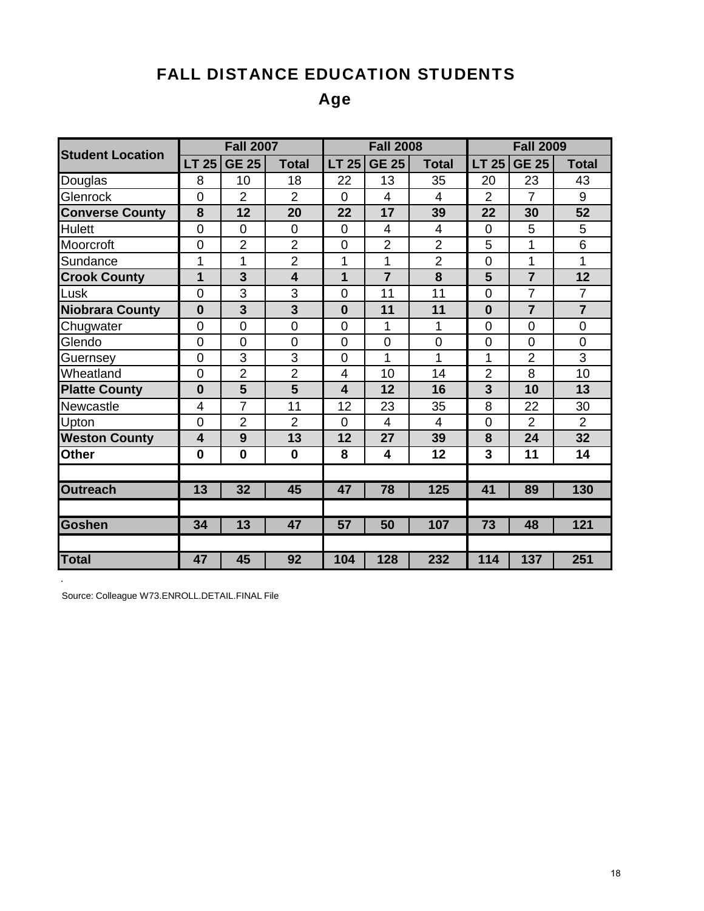# FALL DISTANCE EDUCATION STUDENTS

## Age

| Student Location | Fall 2007 | | | Fall 2008 | | | Fall 2009 | | |
|---|---|---|---|---|---|---|---|---|---|
| | LT 25 | GE 25 | Total | LT 25 | GE 25 | Total | LT 25 | GE 25 | Total |
| Douglas | 8 | 10 | 18 | 22 | 13 | 35 | 20 | 23 | 43 |
| Glenrock | 0 | 2 | 2 | 0 | 4 | 4 | 2 | 7 | 9 |
| **Converse County** | **8** | **12** | **20** | **22** | **17** | **39** | **22** | **30** | **52** |
| Hulett | 0 | 0 | 0 | 0 | 4 | 4 | 0 | 5 | 5 |
| Moorcroft | 0 | 2 | 2 | 0 | 2 | 2 | 5 | 1 | 6 |
| Sundance | 1 | 1 | 2 | 1 | 1 | 2 | 0 | 1 | 1 |
| **Crook County** | **1** | **3** | **4** | **1** | **7** | **8** | **5** | **7** | **12** |
| Lusk | 0 | 3 | 3 | 0 | 11 | 11 | 0 | 7 | 7 |
| **Niobrara County** | **0** | **3** | **3** | **0** | **11** | **11** | **0** | **7** | **7** |
| Chugwater | 0 | 0 | 0 | 0 | 1 | 1 | 0 | 0 | 0 |
| Glendo | 0 | 0 | 0 | 0 | 0 | 0 | 0 | 0 | 0 |
| Guernsey | 0 | 3 | 3 | 0 | 1 | 1 | 1 | 2 | 3 |
| Wheatland | 0 | 2 | 2 | 4 | 10 | 14 | 2 | 8 | 10 |
| **Platte County** | **0** | **5** | **5** | **4** | **12** | **16** | **3** | **10** | **13** |
| Newcastle | 4 | 7 | 11 | 12 | 23 | 35 | 8 | 22 | 30 |
| Upton | 0 | 2 | 2 | 0 | 4 | 4 | 0 | 2 | 2 |
| **Weston County** | **4** | **9** | **13** | **12** | **27** | **39** | **8** | **24** | **32** |
| **Other** | **0** | **0** | **0** | **8** | **4** | **12** | **3** | **11** | **14** |
| | | | | | | | | | |
| **Outreach** | **13** | **32** | **45** | **47** | **78** | **125** | **41** | **89** | **130** |
| | | | | | | | | | |
| **Goshen** | **34** | **13** | **47** | **57** | **50** | **107** | **73** | **48** | **121** |
| | | | | | | | | | |
| **Total** | **47** | **45** | **92** | **104** | **128** | **232** | **114** | **137** | **251** |

Source: Colleague W73.ENROLL.DETAIL.FINAL File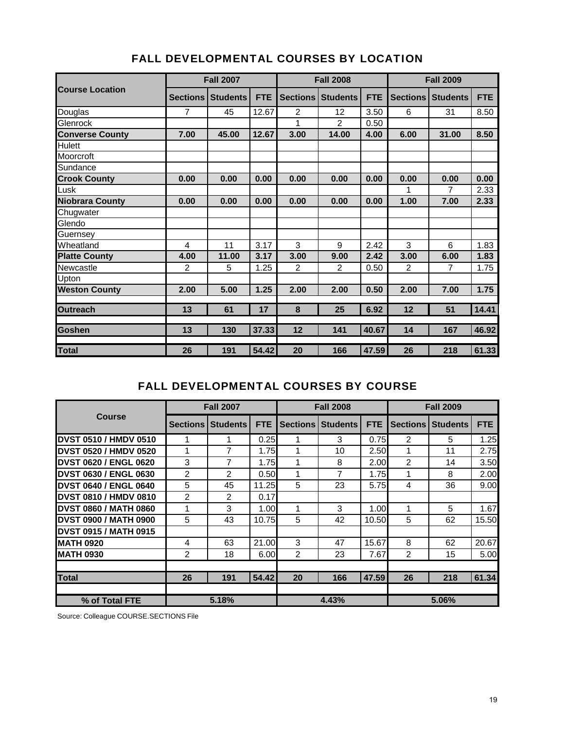## FALL DEVELOPMENTAL COURSES BY LOCATION

| Course Location | Fall 2007 | | | Fall 2008 | | | Fall 2009 | | |
|---|---|---|---|---|---|---|---|---|---|
| | Sections | Students | FTE | Sections | Students | FTE | Sections | Students | FTE |
| Douglas | 7 | 45 | 12.67 | 2 | 12 | 3.50 | 6 | 31 | 8.50 |
| Glenrock | | | | 1 | 2 | 0.50 | | | |
| **Converse County** | **7.00** | **45.00** | **12.67** | **3.00** | **14.00** | **4.00** | **6.00** | **31.00** | **8.50** |
| Hulett | | | | | | | | | |
| Moorcroft | | | | | | | | | |
| Sundance | | | | | | | | | |
| **Crook County** | **0.00** | **0.00** | **0.00** | **0.00** | **0.00** | **0.00** | **0.00** | **0.00** | **0.00** |
| Lusk | | | | | | | 1 | 7 | 2.33 |
| **Niobrara County** | **0.00** | **0.00** | **0.00** | **0.00** | **0.00** | **0.00** | **1.00** | **7.00** | **2.33** |
| Chugwater | | | | | | | | | |
| Glendo | | | | | | | | | |
| Guernsey | | | | | | | | | |
| Wheatland | 4 | 11 | 3.17 | 3 | 9 | 2.42 | 3 | 6 | 1.83 |
| **Platte County** | **4.00** | **11.00** | **3.17** | **3.00** | **9.00** | **2.42** | **3.00** | **6.00** | **1.83** |
| Newcastle | 2 | 5 | 1.25 | 2 | 2 | 0.50 | 2 | 7 | 1.75 |
| Upton | | | | | | | | | |
| **Weston County** | **2.00** | **5.00** | **1.25** | **2.00** | **2.00** | **0.50** | **2.00** | **7.00** | **1.75** |
| **Outreach** | **13** | **61** | **17** | **8** | **25** | **6.92** | **12** | **51** | **14.41** |
| **Goshen** | **13** | **130** | **37.33** | **12** | **141** | **40.67** | **14** | **167** | **46.92** |
| **Total** | **26** | **191** | **54.42** | **20** | **166** | **47.59** | **26** | **218** | **61.33** |

## FALL DEVELOPMENTAL COURSES BY COURSE

| Course | Fall 2007 | | | Fall 2008 | | | Fall 2009 | | |
|---|---|---|---|---|---|---|---|---|---|
| | Sections | Students | FTE | Sections | Students | FTE | Sections | Students | FTE |
| **DVST 0510 / HMDV 0510** | 1 | 1 | 0.25 | 1 | 3 | 0.75 | 2 | 5 | 1.25 |
| **DVST 0520 / HMDV 0520** | 1 | 7 | 1.75 | 1 | 10 | 2.50 | 1 | 11 | 2.75 |
| **DVST 0620 / ENGL 0620** | 3 | 7 | 1.75 | 1 | 8 | 2.00 | 2 | 14 | 3.50 |
| **DVST 0630 / ENGL 0630** | 2 | 2 | 0.50 | 1 | 7 | 1.75 | 1 | 8 | 2.00 |
| **DVST 0640 / ENGL 0640** | 5 | 45 | 11.25 | 5 | 23 | 5.75 | 4 | 36 | 9.00 |
| **DVST 0810 / HMDV 0810** | 2 | 2 | 0.17 | | | | | | |
| **DVST 0860 / MATH 0860** | 1 | 3 | 1.00 | 1 | 3 | 1.00 | 1 | 5 | 1.67 |
| **DVST 0900 / MATH 0900** | 5 | 43 | 10.75 | 5 | 42 | 10.50 | 5 | 62 | 15.50 |
| **DVST 0915 / MATH 0915** | | | | | | | | | |
| **MATH 0920** | 4 | 63 | 21.00 | 3 | 47 | 15.67 | 8 | 62 | 20.67 |
| **MATH 0930** | 2 | 18 | 6.00 | 2 | 23 | 7.67 | 2 | 15 | 5.00 |
| **Total** | **26** | **191** | **54.42** | **20** | **166** | **47.59** | **26** | **218** | **61.34** |
| **% of Total FTE** | | **5.18%** | | | **4.43%** | | | **5.06%** | |

Source: Colleague COURSE.SECTIONS File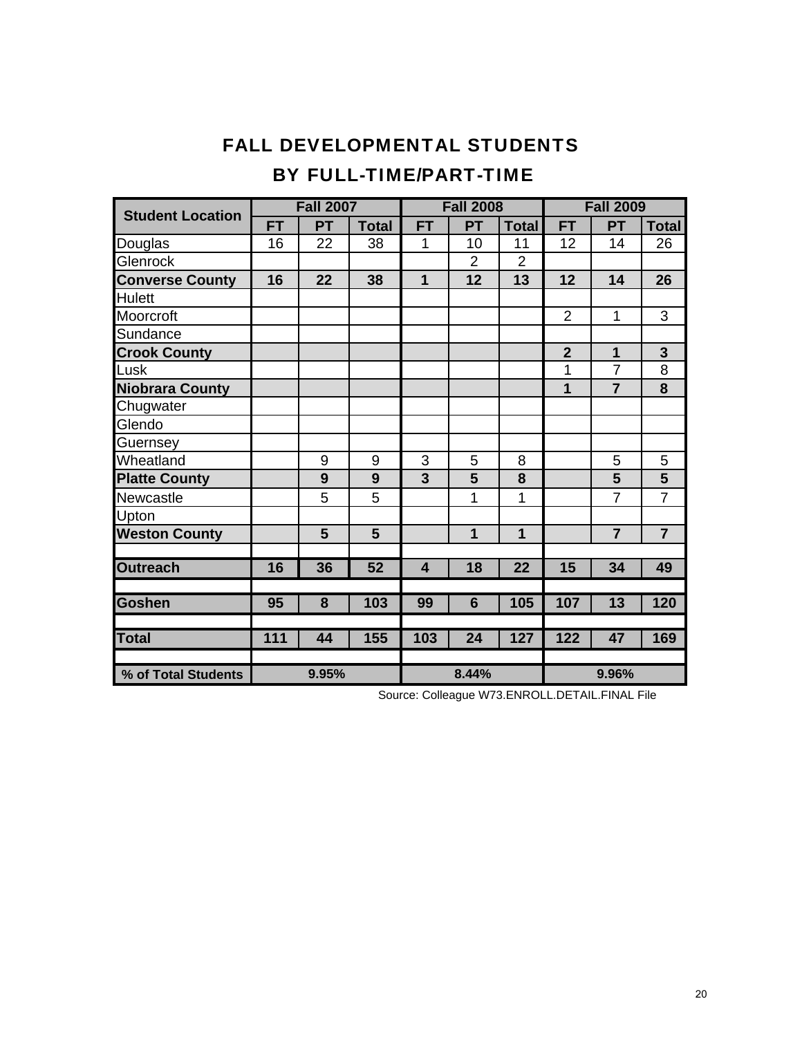# FALL DEVELOPMENTAL STUDENTS

## BY FULL-TIME/PART-TIME

| Student Location | Fall 2007 | | | Fall 2008 | | | Fall 2009 | | |
|---|---|---|---|---|---|---|---|---|---|
| | FT | PT | Total | FT | PT | Total | FT | PT | Total |
| Douglas | 16 | 22 | 38 | 1 | 10 | 11 | 12 | 14 | 26 |
| Glenrock | | | | | 2 | 2 | | | |
| **Converse County** | **16** | **22** | **38** | **1** | **12** | **13** | **12** | **14** | **26** |
| Hulett | | | | | | | | | |
| Moorcroft | | | | | | | 2 | 1 | 3 |
| Sundance | | | | | | | | | |
| **Crook County** | | | | | | | **2** | **1** | **3** |
| Lusk | | | | | | | 1 | 7 | 8 |
| **Niobrara County** | | | | | | | **1** | **7** | **8** |
| Chugwater | | | | | | | | | |
| Glendo | | | | | | | | | |
| Guernsey | | | | | | | | | |
| Wheatland | | 9 | 9 | 3 | 5 | 8 | | 5 | 5 |
| **Platte County** | | **9** | **9** | **3** | **5** | **8** | | **5** | **5** |
| Newcastle | | 5 | 5 | | 1 | 1 | | 7 | 7 |
| Upton | | | | | | | | | |
| **Weston County** | | **5** | **5** | | **1** | **1** | | **7** | **7** |
| | | | | | | | | | |
| **Outreach** | **16** | **36** | **52** | **4** | **18** | **22** | **15** | **34** | **49** |
| | | | | | | | | | |
| **Goshen** | **95** | **8** | **103** | **99** | **6** | **105** | **107** | **13** | **120** |
| | | | | | | | | | |
| **Total** | **111** | **44** | **155** | **103** | **24** | **127** | **122** | **47** | **169** |
| | | | | | | | | | |
| **% of Total Students** | **9.95%** | | | **8.44%** | | | **9.96%** | | |

Source: Colleague W73.ENROLL.DETAIL.FINAL File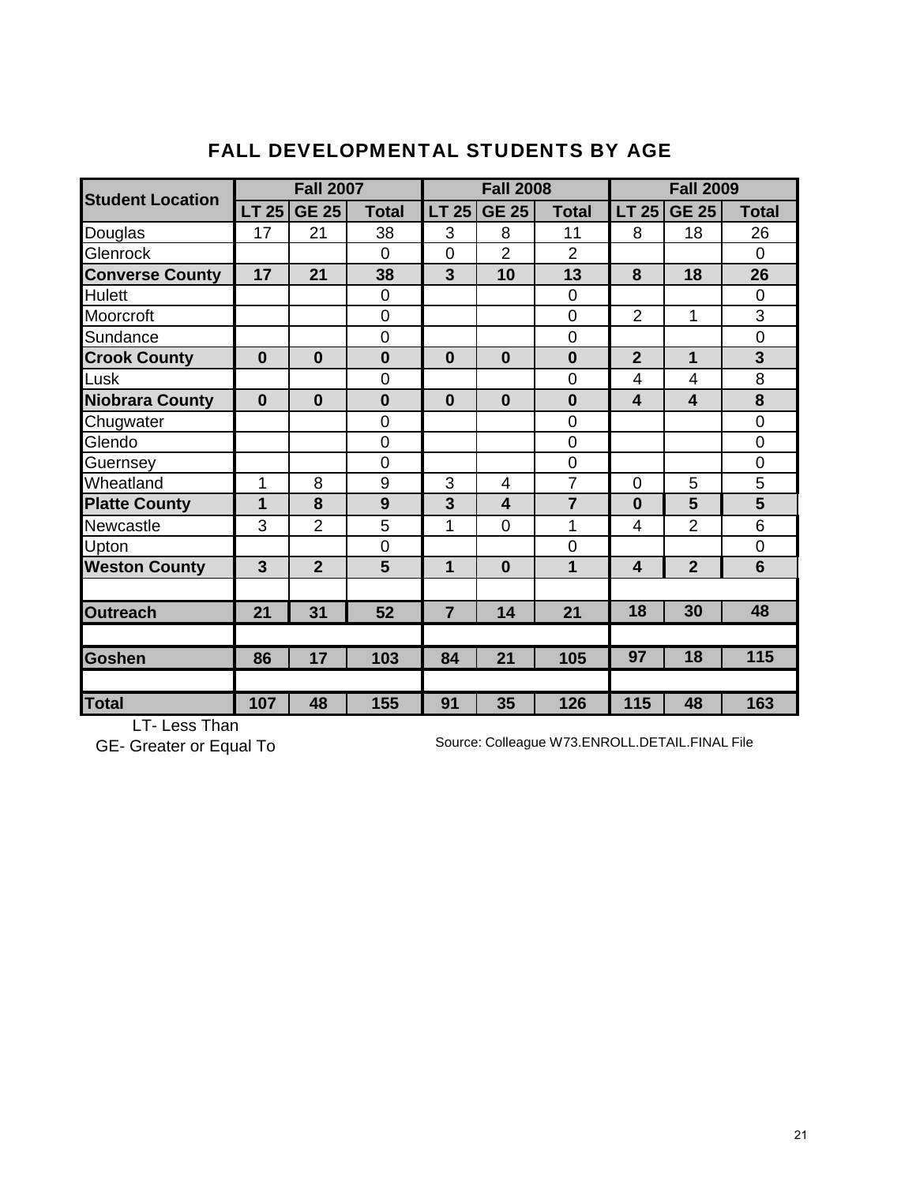## FALL DEVELOPMENTAL STUDENTS BY AGE

| Student Location | Fall 2007 | | | Fall 2008 | | | Fall 2009 | | |
|---|---|---|---|---|---|---|---|---|---|
| | LT 25 | GE 25 | Total | LT 25 | GE 25 | Total | LT 25 | GE 25 | Total |
| Douglas | 17 | 21 | 38 | 3 | 8 | 11 | 8 | 18 | 26 |
| Glenrock | | | 0 | 0 | 2 | 2 | | | 0 |
| **Converse County** | **17** | **21** | **38** | **3** | **10** | **13** | **8** | **18** | **26** |
| Hulett | | | 0 | | | 0 | | | 0 |
| Moorcroft | | | 0 | | | 0 | 2 | 1 | 3 |
| Sundance | | | 0 | | | 0 | | | 0 |
| **Crook County** | **0** | **0** | **0** | **0** | **0** | **0** | **2** | **1** | **3** |
| Lusk | | | 0 | | | 0 | 4 | 4 | 8 |
| **Niobrara County** | **0** | **0** | **0** | **0** | **0** | **0** | **4** | **4** | **8** |
| Chugwater | | | 0 | | | 0 | | | 0 |
| Glendo | | | 0 | | | 0 | | | 0 |
| Guernsey | | | 0 | | | 0 | | | 0 |
| Wheatland | 1 | 8 | 9 | 3 | 4 | 7 | 0 | 5 | 5 |
| **Platte County** | **1** | **8** | **9** | **3** | **4** | **7** | **0** | **5** | **5** |
| Newcastle | 3 | 2 | 5 | 1 | 0 | 1 | 4 | 2 | 6 |
| Upton | | | 0 | | | 0 | | | 0 |
| **Weston County** | **3** | **2** | **5** | **1** | **0** | **1** | **4** | **2** | **6** |
| | | | | | | | | | |
| **Outreach** | **21** | **31** | **52** | **7** | **14** | **21** | **18** | **30** | **48** |
| | | | | | | | | | |
| **Goshen** | **86** | **17** | **103** | **84** | **21** | **105** | **97** | **18** | **115** |
| | | | | | | | | | |
| **Total** | **107** | **48** | **155** | **91** | **35** | **126** | **115** | **48** | **163** |

LT- Less Than
GE- Greater or Equal To

Source: Colleague W73.ENROLL.DETAIL.FINAL File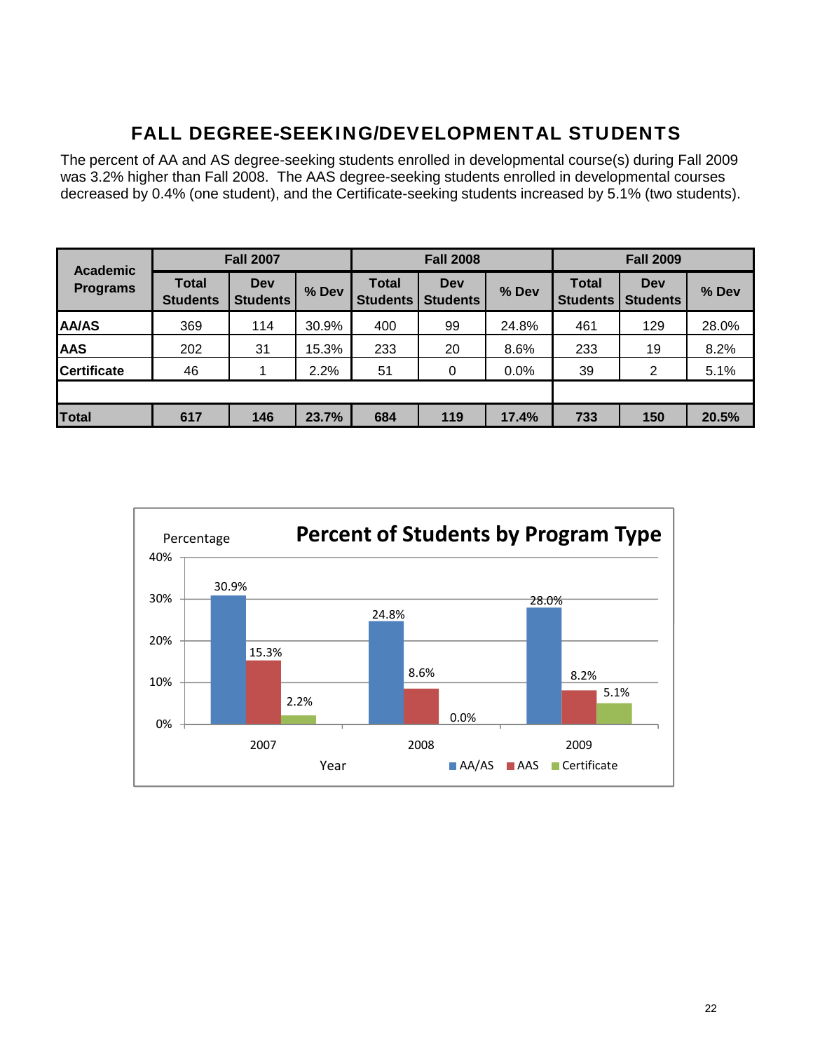# FALL DEGREE-SEEKING/DEVELOPMENTAL STUDENTS

The percent of AA and AS degree-seeking students enrolled in developmental course(s) during Fall 2009 was 3.2% higher than Fall 2008. The AAS degree-seeking students enrolled in developmental courses decreased by 0.4% (one student), and the Certificate-seeking students increased by 5.1% (two students).

| Academic Programs | Fall 2007 | | | Fall 2008 | | | Fall 2009 | | |
|---|---|---|---|---|---|---|---|---|---|
| | Total Students | Dev Students | % Dev | Total Students | Dev Students | % Dev | Total Students | Dev Students | % Dev |
| AA/AS | 369 | 114 | 30.9% | 400 | 99 | 24.8% | 461 | 129 | 28.0% |
| AAS | 202 | 31 | 15.3% | 233 | 20 | 8.6% | 233 | 19 | 8.2% |
| Certificate | 46 | 1 | 2.2% | 51 | 0 | 0.0% | 39 | 2 | 5.1% |
| | | | | | | | | | |
| **Total** | **617** | **146** | **23.7%** | **684** | **119** | **17.4%** | **733** | **150** | **20.5%** |

**Percent of Students by Program Type**

| Year | AA/AS | AAS | Certificate |
|---|---|---|---|
| 2007 | 30.9% | 15.3% | 2.2% |
| 2008 | 24.8% | 8.6% | 0.0% |
| 2009 | 28.0% | 8.2% | 5.1% |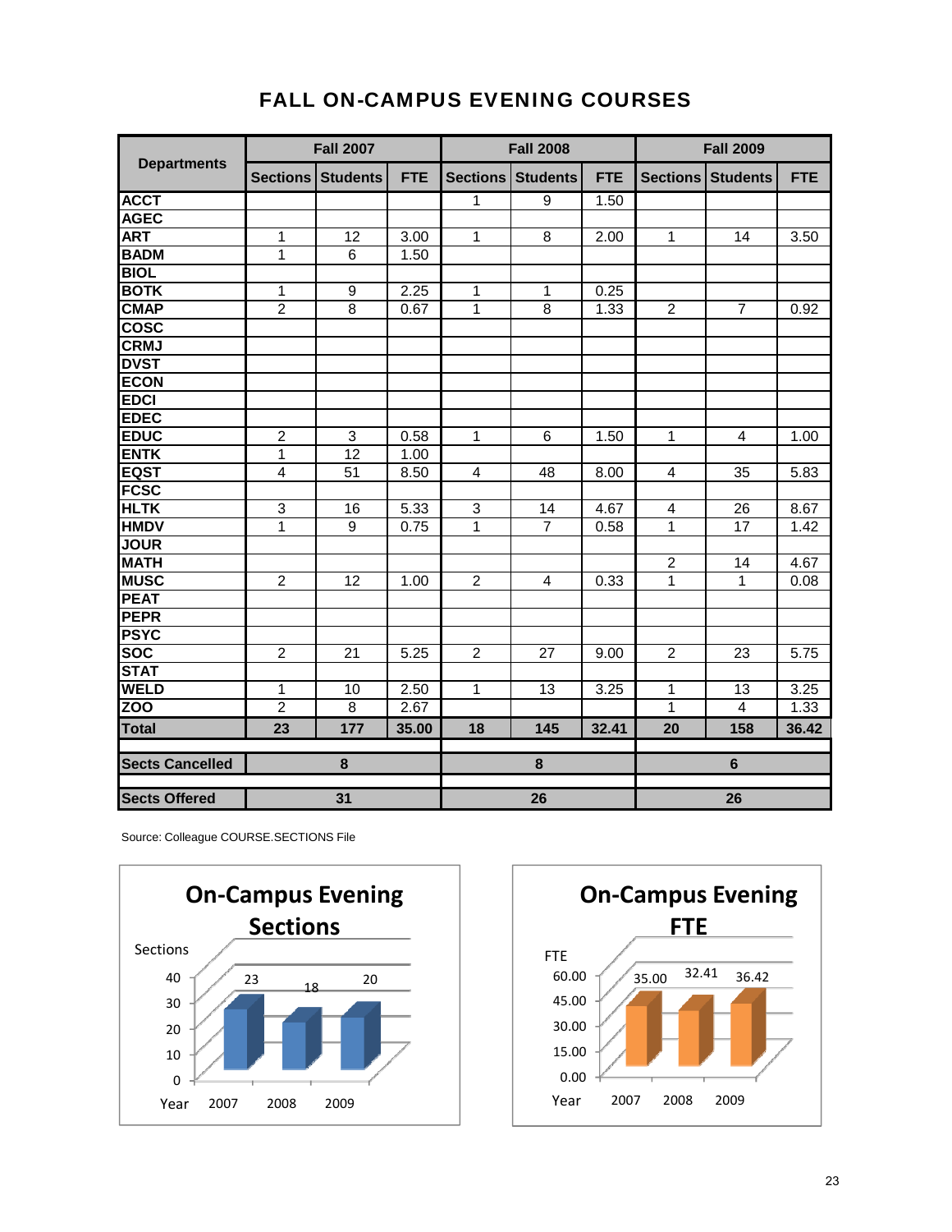# FALL ON-CAMPUS EVENING COURSES

| Departments | Fall 2007 | | | Fall 2008 | | | Fall 2009 | | |
|---|---|---|---|---|---|---|---|---|---|
| | Sections | Students | FTE | Sections | Students | FTE | Sections | Students | FTE |
| ACCT | | | | 1 | 9 | 1.50 | | | |
| AGEC | | | | | | | | | |
| ART | 1 | 12 | 3.00 | 1 | 8 | 2.00 | 1 | 14 | 3.50 |
| BADM | 1 | 6 | 1.50 | | | | | | |
| BIOL | | | | | | | | | |
| BOTK | 1 | 9 | 2.25 | 1 | 1 | 0.25 | | | |
| CMAP | 2 | 8 | 0.67 | 1 | 8 | 1.33 | 2 | 7 | 0.92 |
| COSC | | | | | | | | | |
| CRMJ | | | | | | | | | |
| DVST | | | | | | | | | |
| ECON | | | | | | | | | |
| EDCI | | | | | | | | | |
| EDEC | | | | | | | | | |
| EDUC | 2 | 3 | 0.58 | 1 | 6 | 1.50 | 1 | 4 | 1.00 |
| ENTK | 1 | 12 | 1.00 | | | | | | |
| EQST | 4 | 51 | 8.50 | 4 | 48 | 8.00 | 4 | 35 | 5.83 |
| FCSC | | | | | | | | | |
| HLTK | 3 | 16 | 5.33 | 3 | 14 | 4.67 | 4 | 26 | 8.67 |
| HMDV | 1 | 9 | 0.75 | 1 | 7 | 0.58 | 1 | 17 | 1.42 |
| JOUR | | | | | | | | | |
| MATH | | | | | | | 2 | 14 | 4.67 |
| MUSC | 2 | 12 | 1.00 | 2 | 4 | 0.33 | 1 | 1 | 0.08 |
| PEAT | | | | | | | | | |
| PEPR | | | | | | | | | |
| PSYC | | | | | | | | | |
| SOC | 2 | 21 | 5.25 | 2 | 27 | 9.00 | 2 | 23 | 5.75 |
| STAT | | | | | | | | | |
| WELD | 1 | 10 | 2.50 | 1 | 13 | 3.25 | 1 | 13 | 3.25 |
| ZOO | 2 | 8 | 2.67 | | | | 1 | 4 | 1.33 |
| **Total** | **23** | **177** | **35.00** | **18** | **145** | **32.41** | **20** | **158** | **36.42** |
| **Sects Cancelled** | **8** | | | **8** | | | **6** | | |
| **Sects Offered** | **31** | | | **26** | | | **26** | | |

Source: Colleague COURSE.SECTIONS File

**On-Campus Evening Sections**

| Year | 2007 | 2008 | 2009 |
|---|---|---|---|
| Sections | 23 | 18 | 20 |

**On-Campus Evening FTE**

| Year | 2007 | 2008 | 2009 |
|---|---|---|---|
| FTE | 35.00 | 32.41 | 36.42 |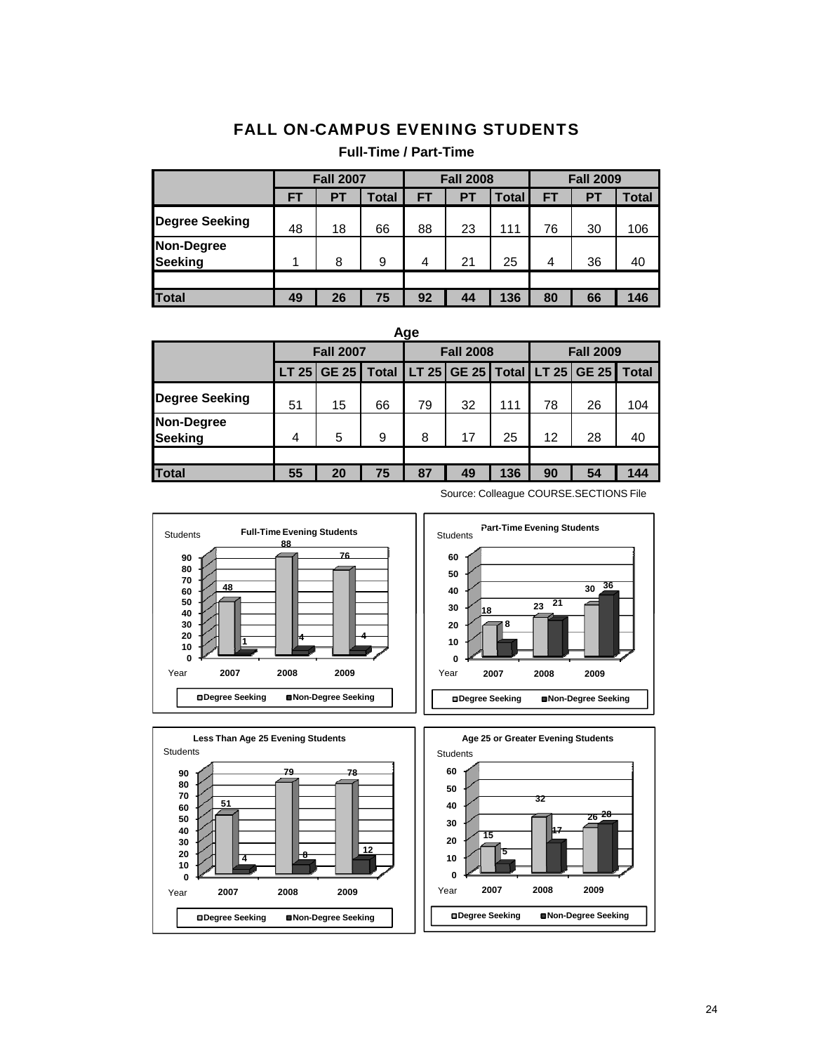# FALL ON-CAMPUS EVENING STUDENTS

## Full-Time / Part-Time

| | Fall 2007 | | | Fall 2008 | | | Fall 2009 | | |
|---|---|---|---|---|---|---|---|---|---|
| | FT | PT | Total | FT | PT | Total | FT | PT | Total |
| Degree Seeking | 48 | 18 | 66 | 88 | 23 | 111 | 76 | 30 | 106 |
| Non-Degree Seeking | 1 | 8 | 9 | 4 | 21 | 25 | 4 | 36 | 40 |
| | | | | | | | | | |
| **Total** | **49** | **26** | **75** | **92** | **44** | **136** | **80** | **66** | **146** |

## Age

| | Fall 2007 | | | Fall 2008 | | | Fall 2009 | | |
|---|---|---|---|---|---|---|---|---|---|
| | LT 25 | GE 25 | Total | LT 25 | GE 25 | Total | LT 25 | GE 25 | Total |
| Degree Seeking | 51 | 15 | 66 | 79 | 32 | 111 | 78 | 26 | 104 |
| Non-Degree Seeking | 4 | 5 | 9 | 8 | 17 | 25 | 12 | 28 | 40 |
| | | | | | | | | | |
| **Total** | **55** | **20** | **75** | **87** | **49** | **136** | **90** | **54** | **144** |

Source: Colleague COURSE.SECTIONS File

**Full-Time Evening Students**

| Year | Degree Seeking | Non-Degree Seeking |
|---|---|---|
| 2007 | 48 | 1 |
| 2008 | 88 | 4 |
| 2009 | 76 | 4 |

**Part-Time Evening Students**

| Year | Degree Seeking | Non-Degree Seeking |
|---|---|---|
| 2007 | 18 | 8 |
| 2008 | 23 | 21 |
| 2009 | 30 | 36 |

**Less Than Age 25 Evening Students**

| Year | Degree Seeking | Non-Degree Seeking |
|---|---|---|
| 2007 | 51 | 4 |
| 2008 | 79 | 8 |
| 2009 | 78 | 12 |

**Age 25 or Greater Evening Students**

| Year | Degree Seeking | Non-Degree Seeking |
|---|---|---|
| 2007 | 15 | 5 |
| 2008 | 32 | 17 |
| 2009 | 26 | 28 |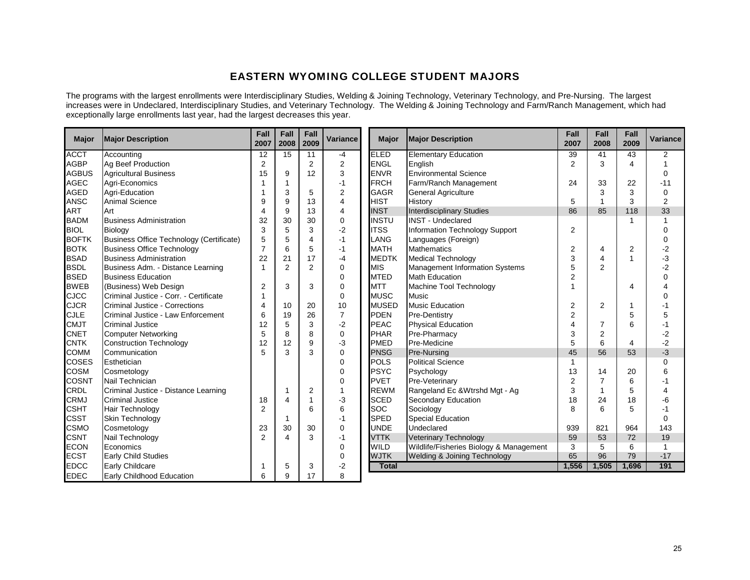# EASTERN WYOMING COLLEGE STUDENT MAJORS

The programs with the largest enrollments were Interdisciplinary Studies, Welding & Joining Technology, Veterinary Technology, and Pre-Nursing. The largest increases were in Undeclared, Interdisciplinary Studies, and Veterinary Technology. The Welding & Joining Technology and Farm/Ranch Management, which had exceptionally large enrollments last year, had the largest decreases this year.

| Major | Major Description | Fall 2007 | Fall 2008 | Fall 2009 | Variance |
|---|---|---|---|---|---|
| ACCT | Accounting | 12 | 15 | 11 | -4 |
| AGBP | Ag Beef Production | 2 | | 2 | 2 |
| AGBUS | Agricultural Business | 15 | 9 | 12 | 3 |
| AGEC | Agri-Economics | 1 | 1 | | -1 |
| AGED | Agri-Education | 1 | 3 | 5 | 2 |
| ANSC | Animal Science | 9 | 9 | 13 | 4 |
| ART | Art | 4 | 9 | 13 | 4 |
| BADM | Business Administration | 32 | 30 | 30 | 0 |
| BIOL | Biology | 3 | 5 | 3 | -2 |
| BOFTK | Business Office Technology (Certificate) | 5 | 5 | 4 | -1 |
| BOTK | Business Office Technology | 7 | 6 | 5 | -1 |
| BSAD | Business Administration | 22 | 21 | 17 | -4 |
| BSDL | Business Adm. - Distance Learning | 1 | 2 | 2 | 0 |
| BSED | Business Education | | | | 0 |
| BWEB | (Business) Web Design | 2 | 3 | 3 | 0 |
| CJCC | Criminal Justice - Corr. - Certificate | 1 | | | 0 |
| CJCR | Criminal Justice - Corrections | 4 | 10 | 20 | 10 |
| CJLE | Criminal Justice - Law Enforcement | 6 | 19 | 26 | 7 |
| CMJT | Criminal Justice | 12 | 5 | 3 | -2 |
| CNET | Computer Networking | 5 | 8 | 8 | 0 |
| CNTK | Construction Technology | 12 | 12 | 9 | -3 |
| COMM | Communication | 5 | 3 | 3 | 0 |
| COSES | Esthetician | | | | 0 |
| COSM | Cosmetology | | | | 0 |
| COSNT | Nail Technician | | | | 0 |
| CRDL | Criminal Justice - Distance Learning | | 1 | 2 | 1 |
| CRMJ | Criminal Justice | 18 | 4 | 1 | -3 |
| CSHT | Hair Technology | 2 | | 6 | 6 |
| CSST | Skin Technology | | 1 | | -1 |
| CSMO | Cosmetology | 23 | 30 | 30 | 0 |
| CSNT | Nail Technology | 2 | 4 | 3 | -1 |
| ECON | Economics | | | | 0 |
| ECST | Early Child Studies | | | | 0 |
| EDCC | Early Childcare | 1 | 5 | 3 | -2 |
| EDEC | Early Childhood Education | 6 | 9 | 17 | 8 |
| ELED | Elementary Education | 39 | 41 | 43 | 2 |
| ENGL | English | 2 | 3 | 4 | 1 |
| ENVR | Environmental Science | | | | 0 |
| FRCH | Farm/Ranch Management | 24 | 33 | 22 | -11 |
| GAGR | General Agriculture | | 3 | 3 | 0 |
| HIST | History | 5 | 1 | 3 | 2 |
| INST | Interdisciplinary Studies | 86 | 85 | 118 | 33 |
| INSTU | INST - Undeclared | | | 1 | 1 |
| ITSS | Information Technology Support | 2 | | | 0 |
| LANG | Languages (Foreign) | | | | 0 |
| MATH | Mathematics | 2 | 4 | 2 | -2 |
| MEDTK | Medical Technology | 3 | 4 | 1 | -3 |
| MIS | Management Information Systems | 5 | 2 | | -2 |
| MTED | Math Education | 2 | | | 0 |
| MTT | Machine Tool Technology | 1 | | 4 | 4 |
| MUSC | Music | | | | 0 |
| MUSED | Music Education | 2 | 2 | 1 | -1 |
| PDEN | Pre-Dentistry | 2 | | 5 | 5 |
| PEAC | Physical Education | 4 | 7 | 6 | -1 |
| PHAR | Pre-Pharmacy | 3 | 2 | | -2 |
| PMED | Pre-Medicine | 5 | 6 | 4 | -2 |
| PNSG | Pre-Nursing | 45 | 56 | 53 | -3 |
| POLS | Political Science | 1 | | | 0 |
| PSYC | Psychology | 13 | 14 | 20 | 6 |
| PVET | Pre-Veterinary | 2 | 7 | 6 | -1 |
| REWM | Rangeland Ec &Wtrshd Mgt - Ag | 3 | 1 | 5 | 4 |
| SCED | Secondary Education | 18 | 24 | 18 | -6 |
| SOC | Sociology | 8 | 6 | 5 | -1 |
| SPED | Special Education | | | | 0 |
| UNDE | Undeclared | 939 | 821 | 964 | 143 |
| VTTK | Veterinary Technology | 59 | 53 | 72 | 19 |
| WILD | Wildlife/Fisheries Biology & Management | 3 | 5 | 6 | 1 |
| WJTK | Welding & Joining Technology | 65 | 96 | 79 | -17 |
| **Total** | | **1,556** | **1,505** | **1,696** | **191** |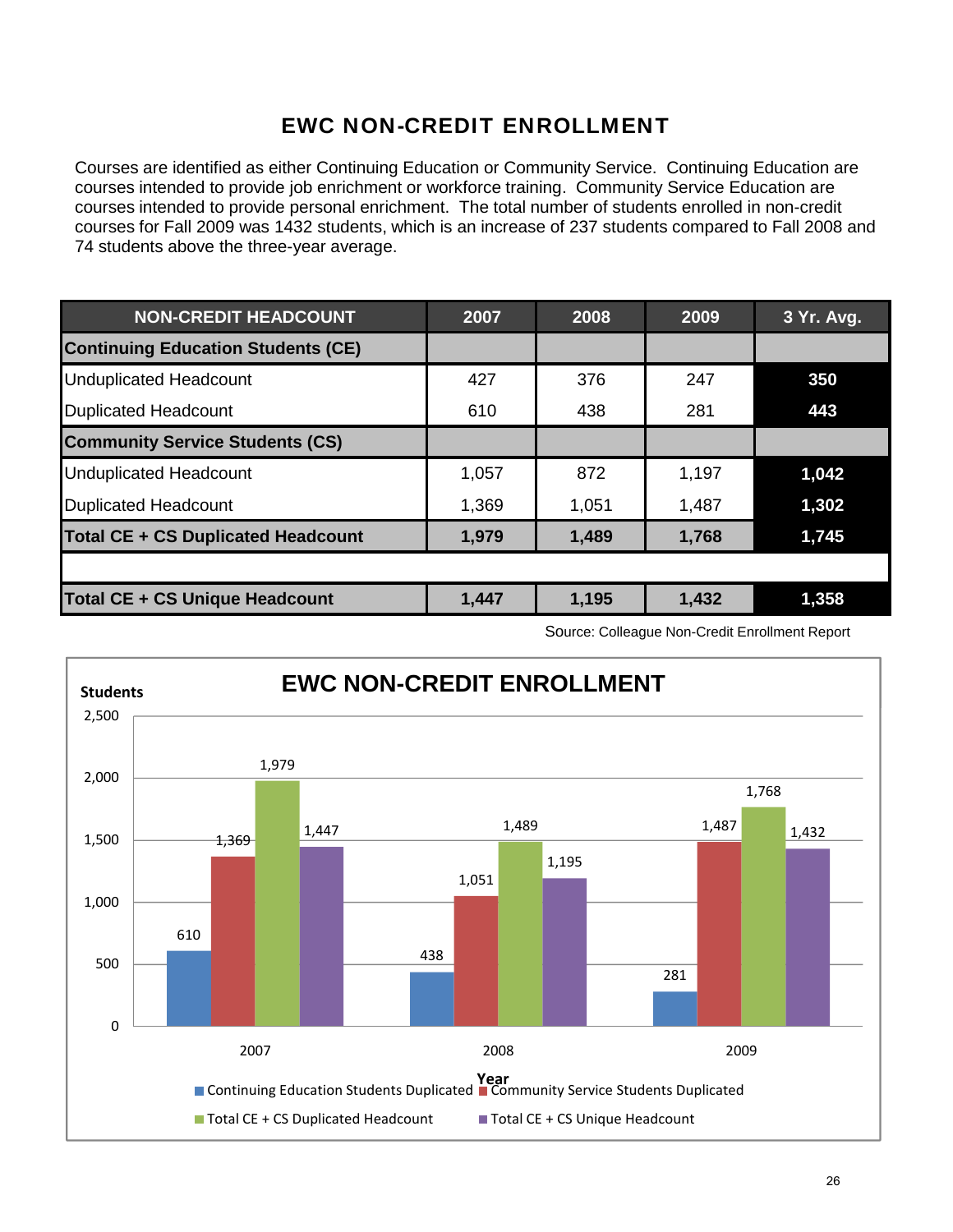# EWC NON-CREDIT ENROLLMENT

Courses are identified as either Continuing Education or Community Service. Continuing Education are courses intended to provide job enrichment or workforce training. Community Service Education are courses intended to provide personal enrichment. The total number of students enrolled in non-credit courses for Fall 2009 was 1432 students, which is an increase of 237 students compared to Fall 2008 and 74 students above the three-year average.

| NON-CREDIT HEADCOUNT | 2007 | 2008 | 2009 | 3 Yr. Avg. |
|---|---|---|---|---|
| **Continuing Education Students (CE)** | | | | |
| Unduplicated Headcount | 427 | 376 | 247 | **350** |
| Duplicated Headcount | 610 | 438 | 281 | **443** |
| **Community Service Students (CS)** | | | | |
| Unduplicated Headcount | 1,057 | 872 | 1,197 | **1,042** |
| Duplicated Headcount | 1,369 | 1,051 | 1,487 | **1,302** |
| **Total CE + CS Duplicated Headcount** | **1,979** | **1,489** | **1,768** | **1,745** |
| | | | | |
| **Total CE + CS Unique Headcount** | **1,447** | **1,195** | **1,432** | **1,358** |

Source: Colleague Non-Credit Enrollment Report

**EWC NON-CREDIT ENROLLMENT**

| Year | Continuing Education Students Duplicated | Community Service Students Duplicated | Total CE + CS Duplicated Headcount | Total CE + CS Unique Headcount |
|---|---|---|---|---|
| 2007 | 610 | 1,369 | 1,979 | 1,447 |
| 2008 | 438 | 1,051 | 1,489 | 1,195 |
| 2009 | 281 | 1,487 | 1,768 | 1,432 |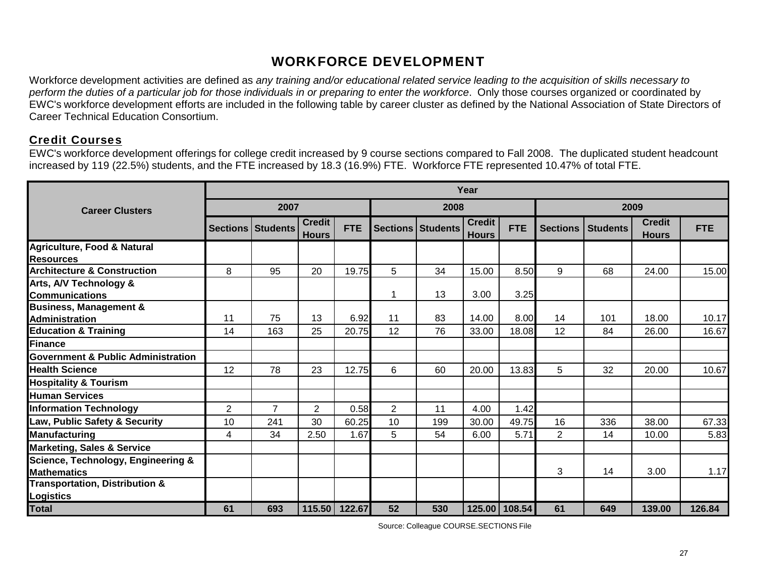# WORKFORCE DEVELOPMENT

Workforce development activities are defined as *any training and/or educational related service leading to the acquisition of skills necessary to perform the duties of a particular job for those individuals in or preparing to enter the workforce*. Only those courses organized or coordinated by EWC's workforce development efforts are included in the following table by career cluster as defined by the National Association of State Directors of Career Technical Education Consortium.

## Credit Courses

EWC's workforce development offerings for college credit increased by 9 course sections compared to Fall 2008. The duplicated student headcount increased by 119 (22.5%) students, and the FTE increased by 18.3 (16.9%) FTE. Workforce FTE represented 10.47% of total FTE.

| Career Clusters | Year | | | | | | | | | | | |
|---|---|---|---|---|---|---|---|---|---|---|---|---|
| | 2007 | | | | 2008 | | | | 2009 | | | |
| | Sections | Students | Credit Hours | FTE | Sections | Students | Credit Hours | FTE | Sections | Students | Credit Hours | FTE |
| **Agriculture, Food & Natural Resources** | | | | | | | | | | | | |
| **Architecture & Construction** | 8 | 95 | 20 | 19.75 | 5 | 34 | 15.00 | 8.50 | 9 | 68 | 24.00 | 15.00 |
| **Arts, A/V Technology & Communications** | | | | | 1 | 13 | 3.00 | 3.25 | | | | |
| **Business, Management & Administration** | 11 | 75 | 13 | 6.92 | 11 | 83 | 14.00 | 8.00 | 14 | 101 | 18.00 | 10.17 |
| **Education & Training** | 14 | 163 | 25 | 20.75 | 12 | 76 | 33.00 | 18.08 | 12 | 84 | 26.00 | 16.67 |
| **Finance** | | | | | | | | | | | | |
| **Government & Public Administration** | | | | | | | | | | | | |
| **Health Science** | 12 | 78 | 23 | 12.75 | 6 | 60 | 20.00 | 13.83 | 5 | 32 | 20.00 | 10.67 |
| **Hospitality & Tourism** | | | | | | | | | | | | |
| **Human Services** | | | | | | | | | | | | |
| **Information Technology** | 2 | 7 | 2 | 0.58 | 2 | 11 | 4.00 | 1.42 | | | | |
| **Law, Public Safety & Security** | 10 | 241 | 30 | 60.25 | 10 | 199 | 30.00 | 49.75 | 16 | 336 | 38.00 | 67.33 |
| **Manufacturing** | 4 | 34 | 2.50 | 1.67 | 5 | 54 | 6.00 | 5.71 | 2 | 14 | 10.00 | 5.83 |
| **Marketing, Sales & Service** | | | | | | | | | | | | |
| **Science, Technology, Engineering & Mathematics** | | | | | | | | | 3 | 14 | 3.00 | 1.17 |
| **Transportation, Distribution & Logistics** | | | | | | | | | | | | |
| **Total** | **61** | **693** | **115.50** | **122.67** | **52** | **530** | **125.00** | **108.54** | **61** | **649** | **139.00** | **126.84** |

Source: Colleague COURSE.SECTIONS File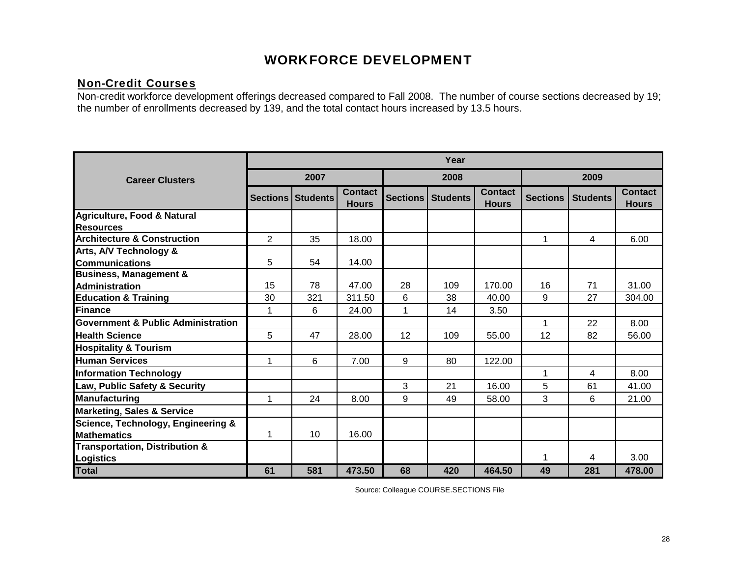# WORKFORCE DEVELOPMENT

## Non-Credit Courses

Non-credit workforce development offerings decreased compared to Fall 2008. The number of course sections decreased by 19; the number of enrollments decreased by 139, and the total contact hours increased by 13.5 hours.

| Career Clusters | Year | | | | | | | | |
|---|---|---|---|---|---|---|---|---|---|
| | 2007 | | | 2008 | | | 2009 | | |
| | Sections | Students | Contact Hours | Sections | Students | Contact Hours | Sections | Students | Contact Hours |
| Agriculture, Food & Natural Resources | | | | | | | | | |
| Architecture & Construction | 2 | 35 | 18.00 | | | | 1 | 4 | 6.00 |
| Arts, A/V Technology & Communications | 5 | 54 | 14.00 | | | | | | |
| Business, Management & Administration | 15 | 78 | 47.00 | 28 | 109 | 170.00 | 16 | 71 | 31.00 |
| Education & Training | 30 | 321 | 311.50 | 6 | 38 | 40.00 | 9 | 27 | 304.00 |
| Finance | 1 | 6 | 24.00 | 1 | 14 | 3.50 | | | |
| Government & Public Administration | | | | | | | 1 | 22 | 8.00 |
| Health Science | 5 | 47 | 28.00 | 12 | 109 | 55.00 | 12 | 82 | 56.00 |
| Hospitality & Tourism | | | | | | | | | |
| Human Services | 1 | 6 | 7.00 | 9 | 80 | 122.00 | | | |
| Information Technology | | | | | | | 1 | 4 | 8.00 |
| Law, Public Safety & Security | | | | 3 | 21 | 16.00 | 5 | 61 | 41.00 |
| Manufacturing | 1 | 24 | 8.00 | 9 | 49 | 58.00 | 3 | 6 | 21.00 |
| Marketing, Sales & Service | | | | | | | | | |
| Science, Technology, Engineering & Mathematics | 1 | 10 | 16.00 | | | | | | |
| Transportation, Distribution & Logistics | | | | | | | 1 | 4 | 3.00 |
| **Total** | **61** | **581** | **473.50** | **68** | **420** | **464.50** | **49** | **281** | **478.00** |

Source: Colleague COURSE.SECTIONS File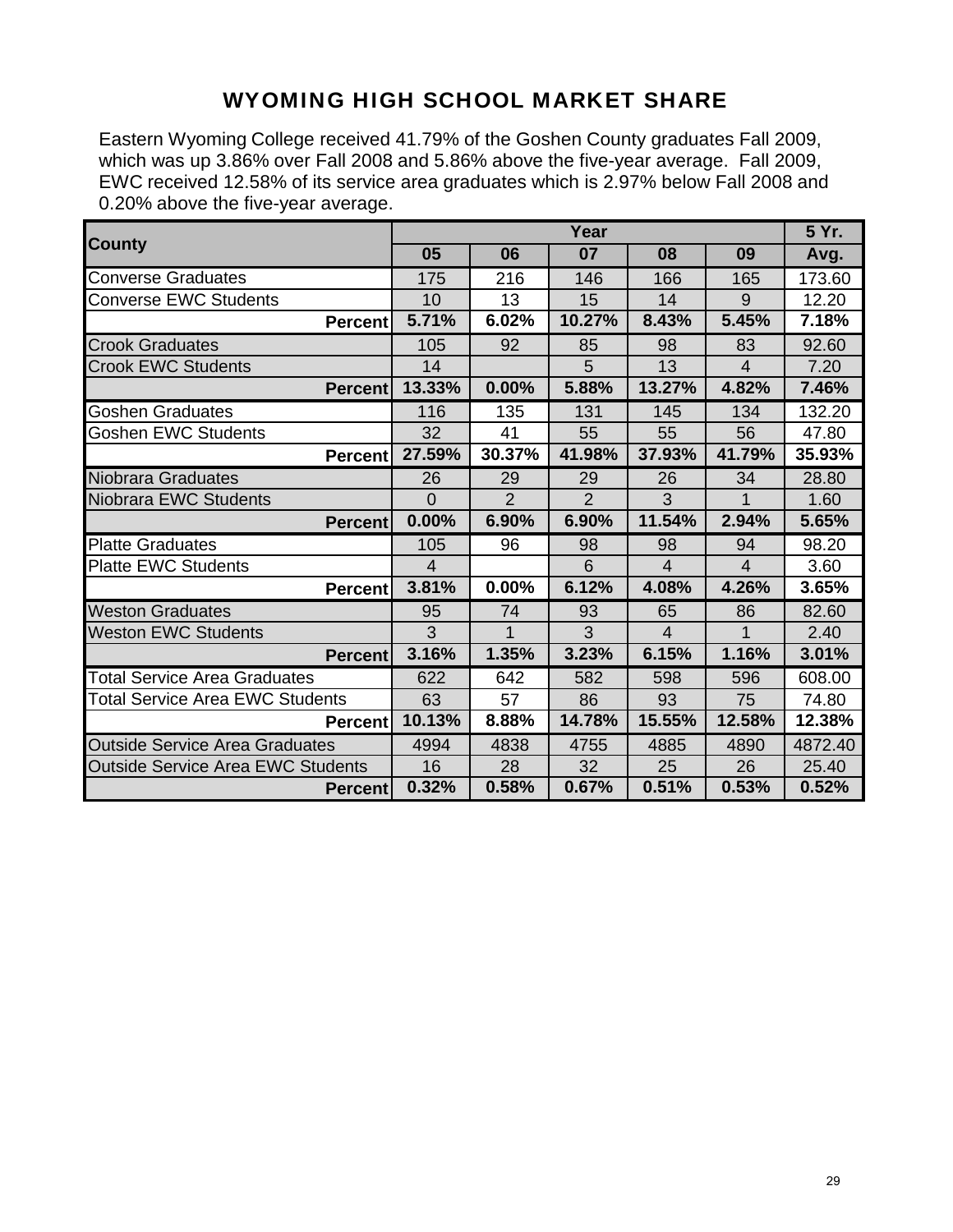# WYOMING HIGH SCHOOL MARKET SHARE

Eastern Wyoming College received 41.79% of the Goshen County graduates Fall 2009, which was up 3.86% over Fall 2008 and 5.86% above the five-year average. Fall 2009, EWC received 12.58% of its service area graduates which is 2.97% below Fall 2008 and 0.20% above the five-year average.

| County | Year | | | | | 5 Yr. |
|---|---|---|---|---|---|---|
| | 05 | 06 | 07 | 08 | 09 | Avg. |
| Converse Graduates | 175 | 216 | 146 | 166 | 165 | 173.60 |
| Converse EWC Students | 10 | 13 | 15 | 14 | 9 | 12.20 |
| **Percent** | **5.71%** | **6.02%** | **10.27%** | **8.43%** | **5.45%** | **7.18%** |
| Crook Graduates | 105 | 92 | 85 | 98 | 83 | 92.60 |
| Crook EWC Students | 14 | | 5 | 13 | 4 | 7.20 |
| **Percent** | **13.33%** | **0.00%** | **5.88%** | **13.27%** | **4.82%** | **7.46%** |
| Goshen Graduates | 116 | 135 | 131 | 145 | 134 | 132.20 |
| Goshen EWC Students | 32 | 41 | 55 | 55 | 56 | 47.80 |
| **Percent** | **27.59%** | **30.37%** | **41.98%** | **37.93%** | **41.79%** | **35.93%** |
| Niobrara Graduates | 26 | 29 | 29 | 26 | 34 | 28.80 |
| Niobrara EWC Students | 0 | 2 | 2 | 3 | 1 | 1.60 |
| **Percent** | **0.00%** | **6.90%** | **6.90%** | **11.54%** | **2.94%** | **5.65%** |
| Platte Graduates | 105 | 96 | 98 | 98 | 94 | 98.20 |
| Platte EWC Students | 4 | | 6 | 4 | 4 | 3.60 |
| **Percent** | **3.81%** | **0.00%** | **6.12%** | **4.08%** | **4.26%** | **3.65%** |
| Weston Graduates | 95 | 74 | 93 | 65 | 86 | 82.60 |
| Weston EWC Students | 3 | 1 | 3 | 4 | 1 | 2.40 |
| **Percent** | **3.16%** | **1.35%** | **3.23%** | **6.15%** | **1.16%** | **3.01%** |
| Total Service Area Graduates | 622 | 642 | 582 | 598 | 596 | 608.00 |
| Total Service Area EWC Students | 63 | 57 | 86 | 93 | 75 | 74.80 |
| **Percent** | **10.13%** | **8.88%** | **14.78%** | **15.55%** | **12.58%** | **12.38%** |
| Outside Service Area Graduates | 4994 | 4838 | 4755 | 4885 | 4890 | 4872.40 |
| Outside Service Area EWC Students | 16 | 28 | 32 | 25 | 26 | 25.40 |
| **Percent** | **0.32%** | **0.58%** | **0.67%** | **0.51%** | **0.53%** | **0.52%** |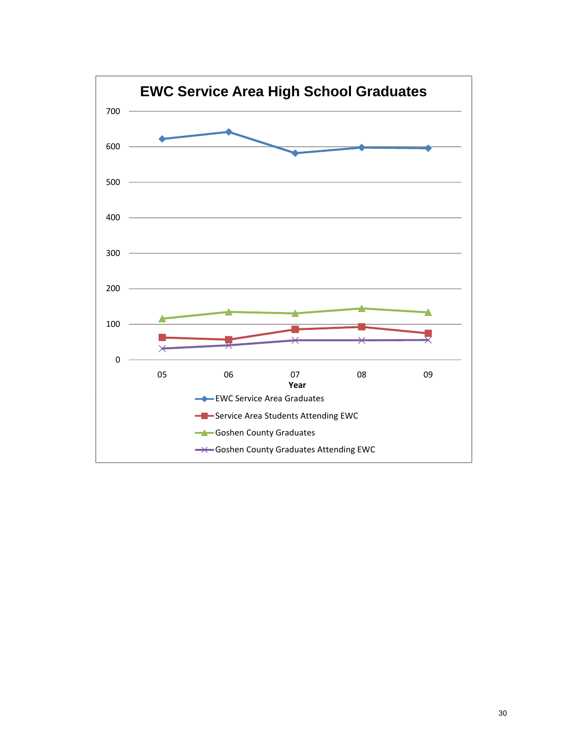EWC Service Area High School Graduates

700

600

500

400

300

200

100

0

05

06

07

08

09

Year

EWC Service Area Graduates

Service Area Students Attending EWC

Goshen County Graduates

Goshen County Graduates Attending EWC